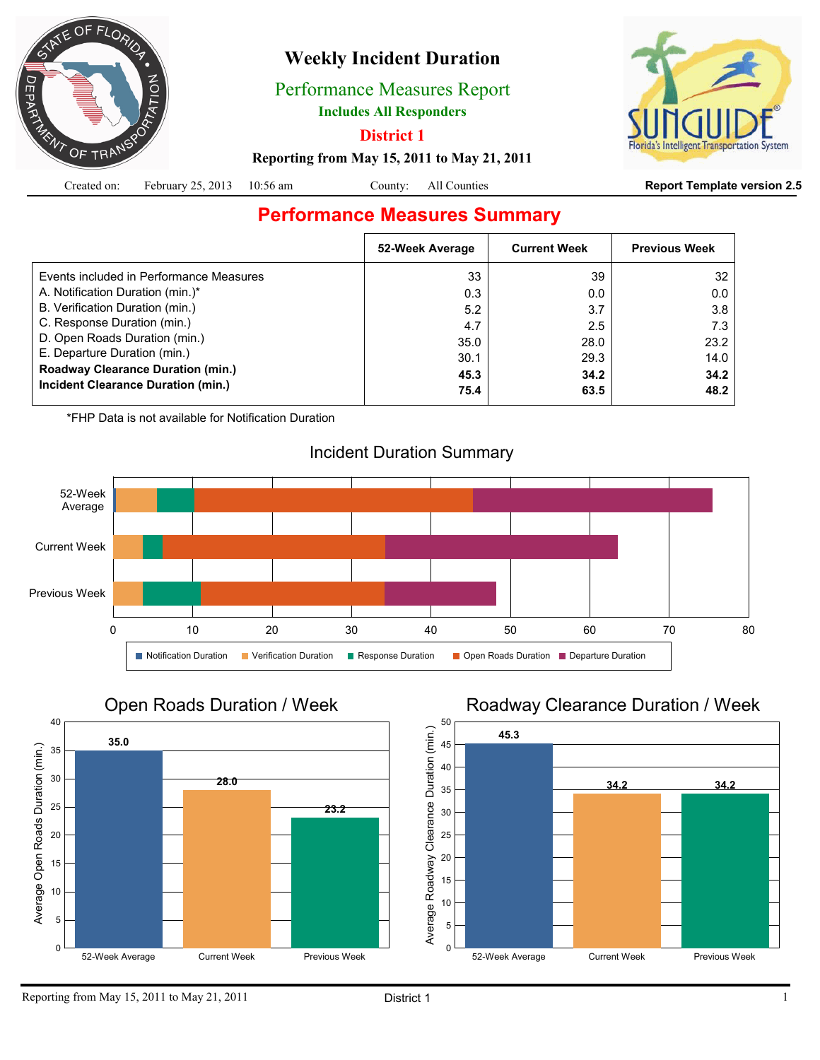# Weekly Incident Duration

## Performance Measures Report

**Includes All Responders**

**District 1**

**Reporting from May 15, 2011 to May 21, 2011**

Created on: February 25, 2013 10:56 am County: All Counties **Report Template version 2.5**

## Performance Measures Summary

| | 52-Week Average | Current Week | Previous Week |
|---|---|---|---|
| Events included in Performance Measures | 33 | 39 | 32 |
| A. Notification Duration (min.)* | 0.3 | 0.0 | 0.0 |
| B. Verification Duration (min.) | 5.2 | 3.7 | 3.8 |
| C. Response Duration (min.) | 4.7 | 2.5 | 7.3 |
| D. Open Roads Duration (min.) | 35.0 | 28.0 | 23.2 |
| E. Departure Duration (min.) | 30.1 | 29.3 | 14.0 |
| **Roadway Clearance Duration (min.)** | **45.3** | **34.2** | **34.2** |
| **Incident Clearance Duration (min.)** | **75.4** | **63.5** | **48.2** |

*FHP Data is not available for Notification Duration

### Incident Duration Summary

### Open Roads Duration / Week

| | 52-Week Average | Current Week | Previous Week |
|---|---|---|---|
| Average Open Roads Duration (min.) | 35.0 | 28.0 | 23.2 |

### Roadway Clearance Duration / Week

| | 52-Week Average | Current Week | Previous Week |
|---|---|---|---|
| Average Roadway Clearance Duration (min.) | 45.3 | 34.2 | 34.2 |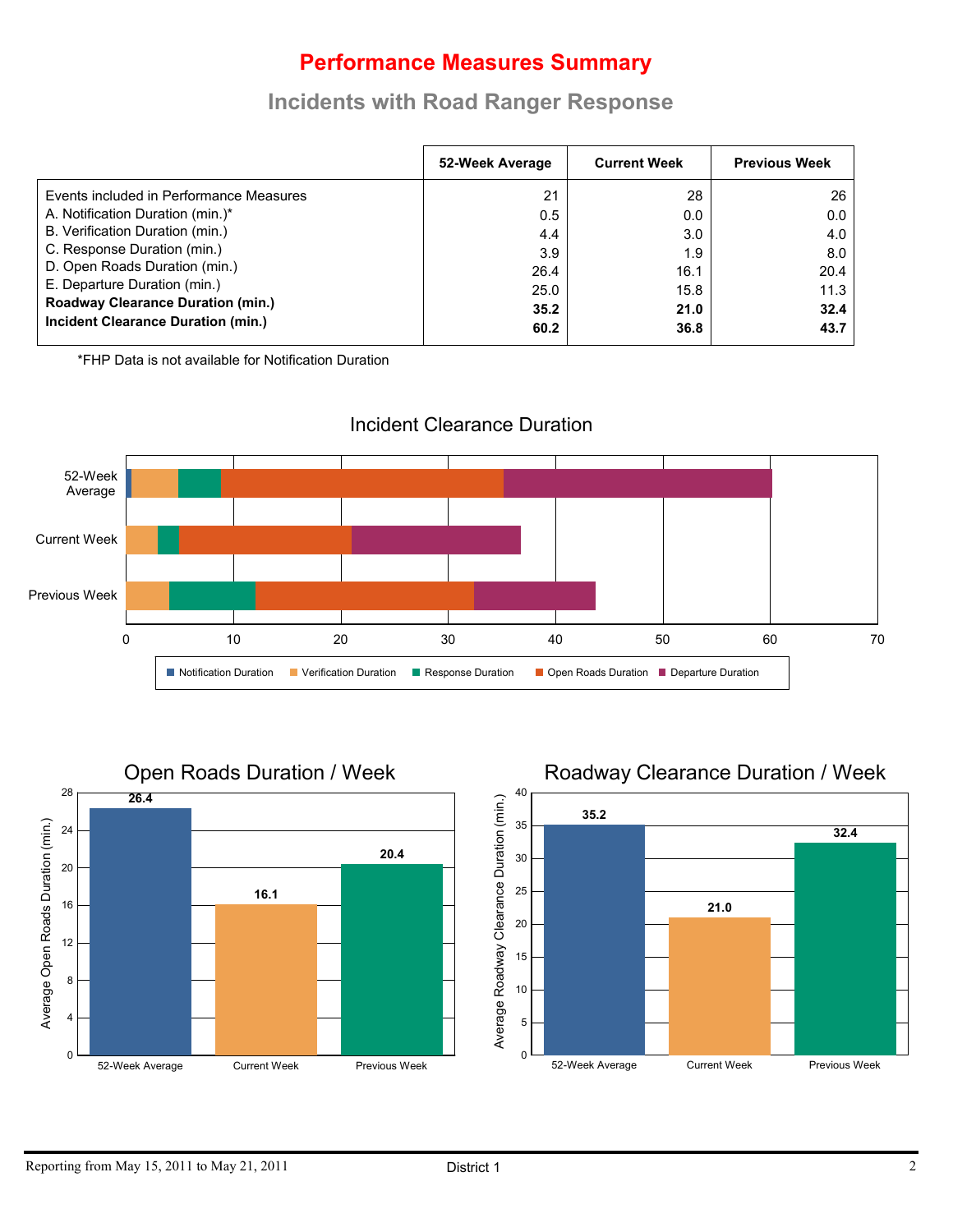# Performance Measures Summary

## Incidents with Road Ranger Response

| | 52-Week Average | Current Week | Previous Week |
|---|---|---|---|
| Events included in Performance Measures | 21 | 28 | 26 |
| A. Notification Duration (min.)* | 0.5 | 0.0 | 0.0 |
| B. Verification Duration (min.) | 4.4 | 3.0 | 4.0 |
| C. Response Duration (min.) | 3.9 | 1.9 | 8.0 |
| D. Open Roads Duration (min.) | 26.4 | 16.1 | 20.4 |
| E. Departure Duration (min.) | 25.0 | 15.8 | 11.3 |
| **Roadway Clearance Duration (min.)** | **35.2** | **21.0** | **32.4** |
| **Incident Clearance Duration (min.)** | **60.2** | **36.8** | **43.7** |

*FHP Data is not available for Notification Duration

### Incident Clearance Duration

### Open Roads Duration / Week

| | 52-Week Average | Current Week | Previous Week |
|---|---|---|---|
| Average Open Roads Duration (min.) | 26.4 | 16.1 | 20.4 |

### Roadway Clearance Duration / Week

| | 52-Week Average | Current Week | Previous Week |
|---|---|---|---|
| Average Roadway Clearance Duration (min.) | 35.2 | 21.0 | 32.4 |

Reporting from May 15, 2011 to May 21, 2011 — District 1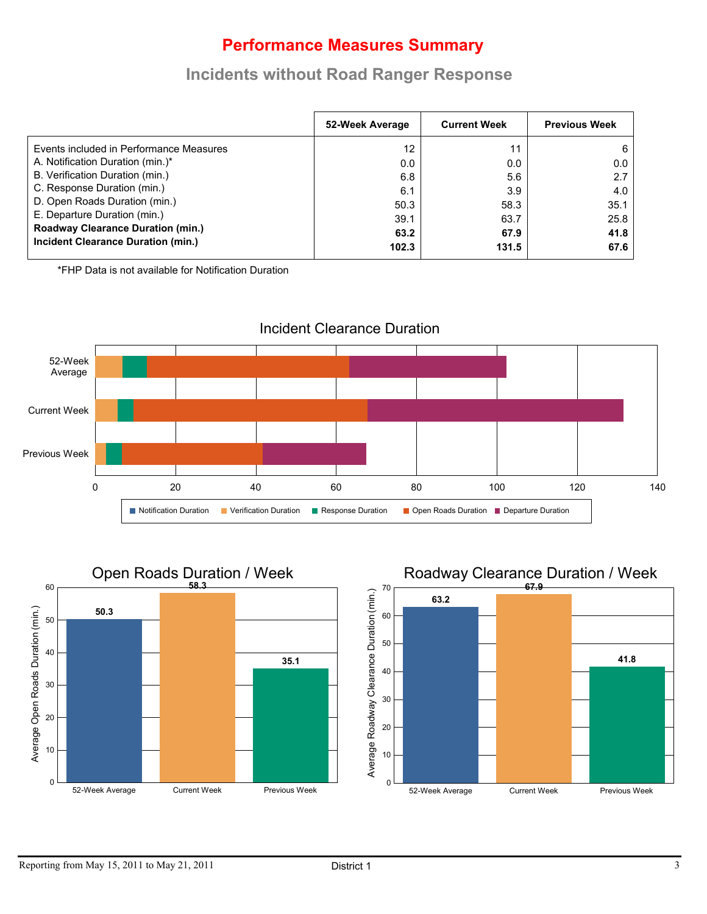# Performance Measures Summary

## Incidents without Road Ranger Response

| | 52-Week Average | Current Week | Previous Week |
|---|---|---|---|
| Events included in Performance Measures | 12 | 11 | 6 |
| A. Notification Duration (min.)* | 0.0 | 0.0 | 0.0 |
| B. Verification Duration (min.) | 6.8 | 5.6 | 2.7 |
| C. Response Duration (min.) | 6.1 | 3.9 | 4.0 |
| D. Open Roads Duration (min.) | 50.3 | 58.3 | 35.1 |
| E. Departure Duration (min.) | 39.1 | 63.7 | 25.8 |
| **Roadway Clearance Duration (min.)** | **63.2** | **67.9** | **41.8** |
| **Incident Clearance Duration (min.)** | **102.3** | **131.5** | **67.6** |

*FHP Data is not available for Notification Duration

### Incident Clearance Duration

| | Notification Duration | Verification Duration | Response Duration | Open Roads Duration | Departure Duration |
|---|---|---|---|---|---|
| 52-Week Average | 0.0 | 6.8 | 6.1 | 50.3 | 39.1 |
| Current Week | 0.0 | 5.6 | 3.9 | 58.3 | 63.7 |
| Previous Week | 0.0 | 2.7 | 4.0 | 35.1 | 25.8 |

### Open Roads Duration / Week

| | Average Open Roads Duration (min.) |
|---|---|
| 52-Week Average | 50.3 |
| Current Week | 58.3 |
| Previous Week | 35.1 |

### Roadway Clearance Duration / Week

| | Average Roadway Clearance Duration (min.) |
|---|---|
| 52-Week Average | 63.2 |
| Current Week | 67.9 |
| Previous Week | 41.8 |

Reporting from May 15, 2011 to May 21, 2011 District 1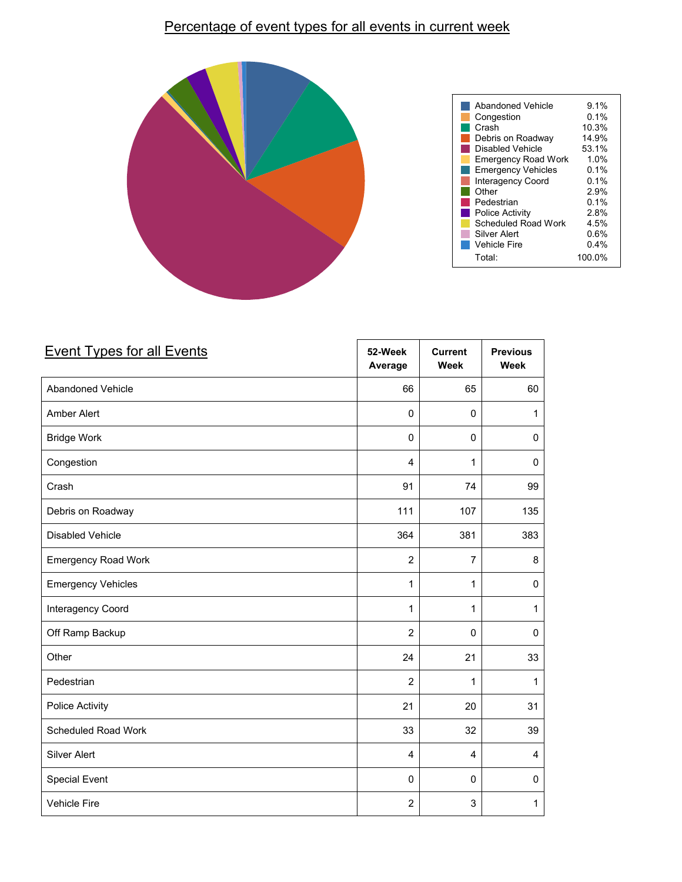## Percentage of event types for all events in current week

| Event Type | Percentage |
|---|---|
| Abandoned Vehicle | 9.1% |
| Congestion | 0.1% |
| Crash | 10.3% |
| Debris on Roadway | 14.9% |
| Disabled Vehicle | 53.1% |
| Emergency Road Work | 1.0% |
| Emergency Vehicles | 0.1% |
| Interagency Coord | 0.1% |
| Other | 2.9% |
| Pedestrian | 0.1% |
| Police Activity | 2.8% |
| Scheduled Road Work | 4.5% |
| Silver Alert | 0.6% |
| Vehicle Fire | 0.4% |
| Total: | 100.0% |

## Event Types for all Events

| Event Types for all Events | 52-Week Average | Current Week | Previous Week |
|---|---|---|---|
| Abandoned Vehicle | 66 | 65 | 60 |
| Amber Alert | 0 | 0 | 1 |
| Bridge Work | 0 | 0 | 0 |
| Congestion | 4 | 1 | 0 |
| Crash | 91 | 74 | 99 |
| Debris on Roadway | 111 | 107 | 135 |
| Disabled Vehicle | 364 | 381 | 383 |
| Emergency Road Work | 2 | 7 | 8 |
| Emergency Vehicles | 1 | 1 | 0 |
| Interagency Coord | 1 | 1 | 1 |
| Off Ramp Backup | 2 | 0 | 0 |
| Other | 24 | 21 | 33 |
| Pedestrian | 2 | 1 | 1 |
| Police Activity | 21 | 20 | 31 |
| Scheduled Road Work | 33 | 32 | 39 |
| Silver Alert | 4 | 4 | 4 |
| Special Event | 0 | 0 | 0 |
| Vehicle Fire | 2 | 3 | 1 |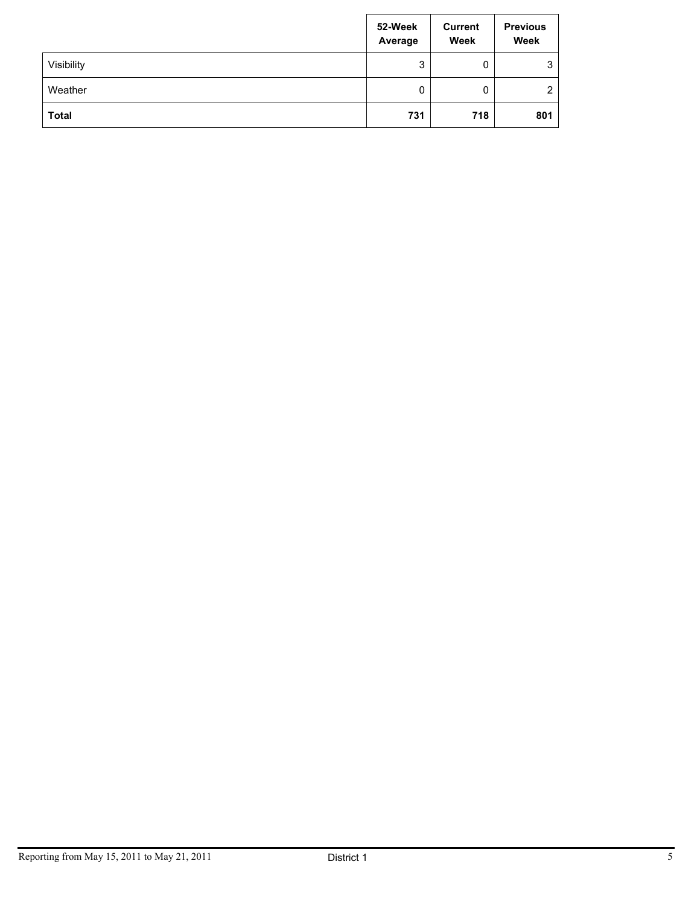| | 52-Week Average | Current Week | Previous Week |
|---|---|---|---|
| Visibility | 3 | 0 | 3 |
| Weather | 0 | 0 | 2 |
| **Total** | **731** | **718** | **801** |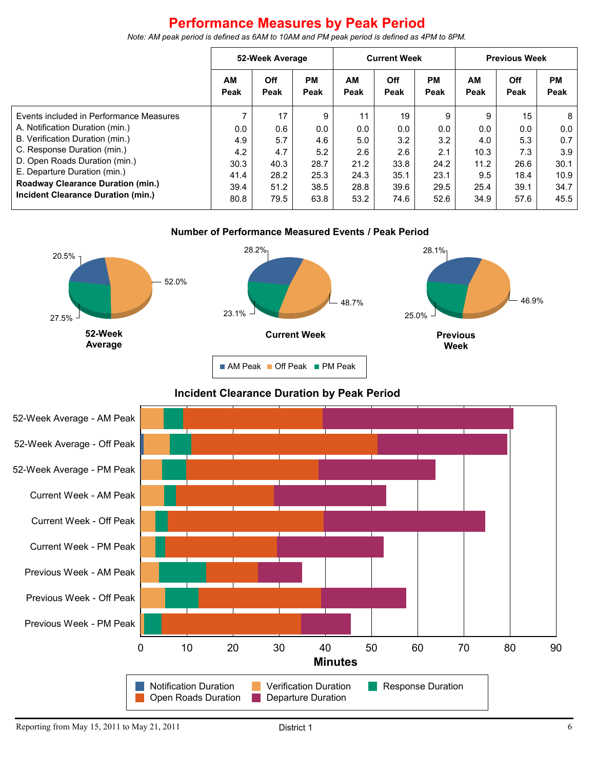# Performance Measures by Peak Period

*Note: AM peak period is defined as 6AM to 10AM and PM peak period is defined as 4PM to 8PM.*

| | 52-Week Average | | | Current Week | | | Previous Week | | |
|---|---|---|---|---|---|---|---|---|---|
| | AM Peak | Off Peak | PM Peak | AM Peak | Off Peak | PM Peak | AM Peak | Off Peak | PM Peak |
| Events included in Performance Measures | 7 | 17 | 9 | 11 | 19 | 9 | 9 | 15 | 8 |
| A. Notification Duration (min.) | 0.0 | 0.6 | 0.0 | 0.0 | 0.0 | 0.0 | 0.0 | 0.0 | 0.0 |
| B. Verification Duration (min.) | 4.9 | 5.7 | 4.6 | 5.0 | 3.2 | 3.2 | 4.0 | 5.3 | 0.7 |
| C. Response Duration (min.) | 4.2 | 4.7 | 5.2 | 2.6 | 2.6 | 2.1 | 10.3 | 7.3 | 3.9 |
| D. Open Roads Duration (min.) | 30.3 | 40.3 | 28.7 | 21.2 | 33.8 | 24.2 | 11.2 | 26.6 | 30.1 |
| E. Departure Duration (min.) | 41.4 | 28.2 | 25.3 | 24.3 | 35.1 | 23.1 | 9.5 | 18.4 | 10.9 |
| **Roadway Clearance Duration (min.)** | 39.4 | 51.2 | 38.5 | 28.8 | 39.6 | 29.5 | 25.4 | 39.1 | 34.7 |
| **Incident Clearance Duration (min.)** | 80.8 | 79.5 | 63.8 | 53.2 | 74.6 | 52.6 | 34.9 | 57.6 | 45.5 |

## Number of Performance Measured Events / Peak Period

| | AM Peak | Off Peak | PM Peak |
|---|---|---|---|
| 52-Week Average | 20.5% | 52.0% | 27.5% |
| Current Week | 28.2% | 48.7% | 23.1% |
| Previous Week | 28.1% | 46.9% | 25.0% |

## Incident Clearance Duration by Peak Period

Categories: 52-Week Average - AM Peak, 52-Week Average - Off Peak, 52-Week Average - PM Peak, Current Week - AM Peak, Current Week - Off Peak, Current Week - PM Peak, Previous Week - AM Peak, Previous Week - Off Peak, Previous Week - PM Peak

Minutes (0–90)

Legend: Notification Duration, Verification Duration, Response Duration, Open Roads Duration, Departure Duration

Reporting from May 15, 2011 to May 21, 2011 — District 1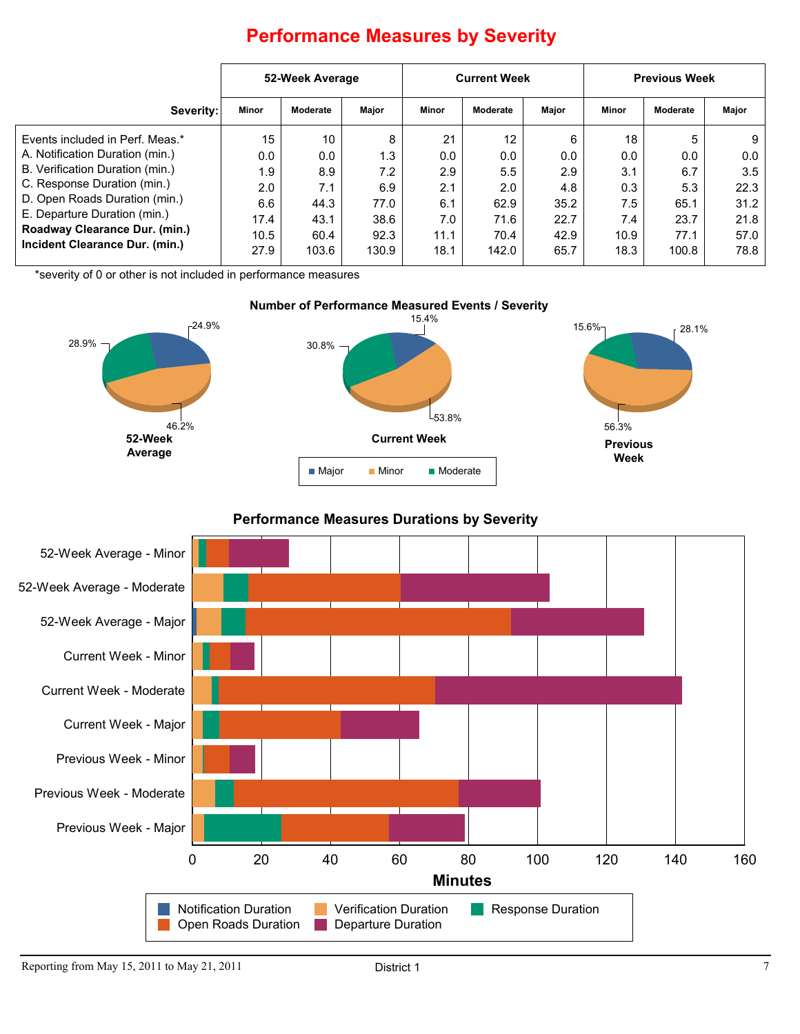# Performance Measures by Severity

| Severity: | 52-Week Average | | | Current Week | | | Previous Week | | |
|---|---|---|---|---|---|---|---|---|---|
| | Minor | Moderate | Major | Minor | Moderate | Major | Minor | Moderate | Major |
| Events included in Perf. Meas.* | 15 | 10 | 8 | 21 | 12 | 6 | 18 | 5 | 9 |
| A. Notification Duration (min.) | 0.0 | 0.0 | 1.3 | 0.0 | 0.0 | 0.0 | 0.0 | 0.0 | 0.0 |
| B. Verification Duration (min.) | 1.9 | 8.9 | 7.2 | 2.9 | 5.5 | 2.9 | 3.1 | 6.7 | 3.5 |
| C. Response Duration (min.) | 2.0 | 7.1 | 6.9 | 2.1 | 2.0 | 4.8 | 0.3 | 5.3 | 22.3 |
| D. Open Roads Duration (min.) | 6.6 | 44.3 | 77.0 | 6.1 | 62.9 | 35.2 | 7.5 | 65.1 | 31.2 |
| E. Departure Duration (min.) | 17.4 | 43.1 | 38.6 | 7.0 | 71.6 | 22.7 | 7.4 | 23.7 | 21.8 |
| **Roadway Clearance Dur. (min.)** | 10.5 | 60.4 | 92.3 | 11.1 | 70.4 | 42.9 | 10.9 | 77.1 | 57.0 |
| **Incident Clearance Dur. (min.)** | 27.9 | 103.6 | 130.9 | 18.1 | 142.0 | 65.7 | 18.3 | 100.8 | 78.8 |

*severity of 0 or other is not included in performance measures

**Number of Performance Measured Events / Severity**

| | Major | Minor | Moderate |
|---|---|---|---|
| 52-Week Average | 24.9% | 46.2% | 28.9% |
| Current Week | 15.4% | 53.8% | 30.8% |
| Previous Week | 28.1% | 56.3% | 15.6% |

**Performance Measures Durations by Severity**

Legend: Notification Duration, Verification Duration, Response Duration, Open Roads Duration, Departure Duration

Categories: 52-Week Average - Minor; 52-Week Average - Moderate; 52-Week Average - Major; Current Week - Minor; Current Week - Moderate; Current Week - Major; Previous Week - Minor; Previous Week - Moderate; Previous Week - Major

Minutes (0–160)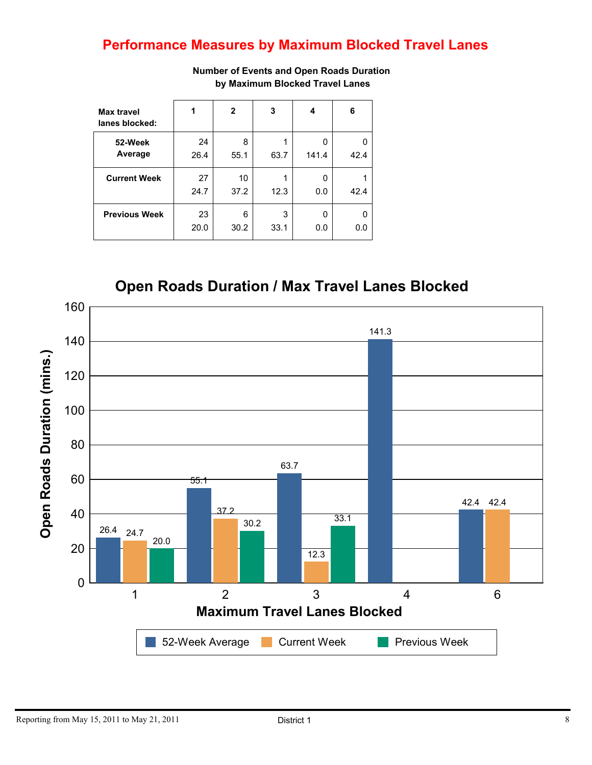# Performance Measures by Maximum Blocked Travel Lanes

**Number of Events and Open Roads Duration by Maximum Blocked Travel Lanes**

| Max travel lanes blocked: | 1 | 2 | 3 | 4 | 6 |
|---|---|---|---|---|---|
| **52-Week Average** | 24<br>26.4 | 8<br>55.1 | 1<br>63.7 | 0<br>141.4 | 0<br>42.4 |
| **Current Week** | 27<br>24.7 | 10<br>37.2 | 1<br>12.3 | 0<br>0.0 | 1<br>42.4 |
| **Previous Week** | 23<br>20.0 | 6<br>30.2 | 3<br>33.1 | 0<br>0.0 | 0<br>0.0 |

## Open Roads Duration / Max Travel Lanes Blocked

| Maximum Travel Lanes Blocked | 52-Week Average | Current Week | Previous Week |
|---|---|---|---|
| 1 | 26.4 | 24.7 | 20.0 |
| 2 | 55.1 | 37.2 | 30.2 |
| 3 | 63.7 | 12.3 | 33.1 |
| 4 | 141.3 | | |
| 6 | 42.4 | 42.4 | |

Y-axis: Open Roads Duration (mins.)

Reporting from May 15, 2011 to May 21, 2011 — District 1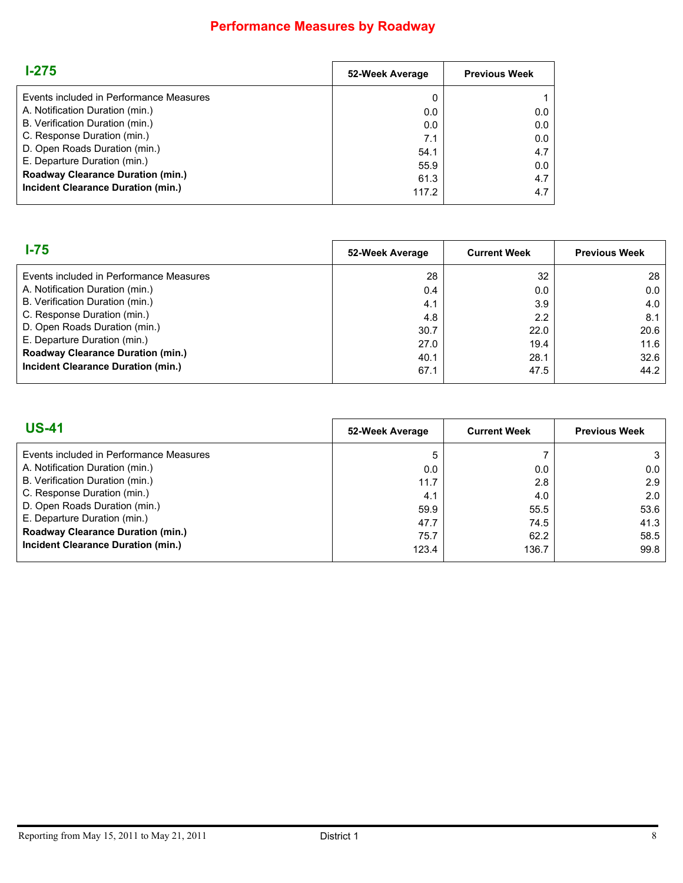# Performance Measures by Roadway

## I-275

| | 52-Week Average | Previous Week |
|---|---|---|
| Events included in Performance Measures | 0 | 1 |
| A. Notification Duration (min.) | 0.0 | 0.0 |
| B. Verification Duration (min.) | 0.0 | 0.0 |
| C. Response Duration (min.) | 7.1 | 0.0 |
| D. Open Roads Duration (min.) | 54.1 | 4.7 |
| E. Departure Duration (min.) | 55.9 | 0.0 |
| **Roadway Clearance Duration (min.)** | 61.3 | 4.7 |
| **Incident Clearance Duration (min.)** | 117.2 | 4.7 |

## I-75

| | 52-Week Average | Current Week | Previous Week |
|---|---|---|---|
| Events included in Performance Measures | 28 | 32 | 28 |
| A. Notification Duration (min.) | 0.4 | 0.0 | 0.0 |
| B. Verification Duration (min.) | 4.1 | 3.9 | 4.0 |
| C. Response Duration (min.) | 4.8 | 2.2 | 8.1 |
| D. Open Roads Duration (min.) | 30.7 | 22.0 | 20.6 |
| E. Departure Duration (min.) | 27.0 | 19.4 | 11.6 |
| **Roadway Clearance Duration (min.)** | 40.1 | 28.1 | 32.6 |
| **Incident Clearance Duration (min.)** | 67.1 | 47.5 | 44.2 |

## US-41

| | 52-Week Average | Current Week | Previous Week |
|---|---|---|---|
| Events included in Performance Measures | 5 | 7 | 3 |
| A. Notification Duration (min.) | 0.0 | 0.0 | 0.0 |
| B. Verification Duration (min.) | 11.7 | 2.8 | 2.9 |
| C. Response Duration (min.) | 4.1 | 4.0 | 2.0 |
| D. Open Roads Duration (min.) | 59.9 | 55.5 | 53.6 |
| E. Departure Duration (min.) | 47.7 | 74.5 | 41.3 |
| **Roadway Clearance Duration (min.)** | 75.7 | 62.2 | 58.5 |
| **Incident Clearance Duration (min.)** | 123.4 | 136.7 | 99.8 |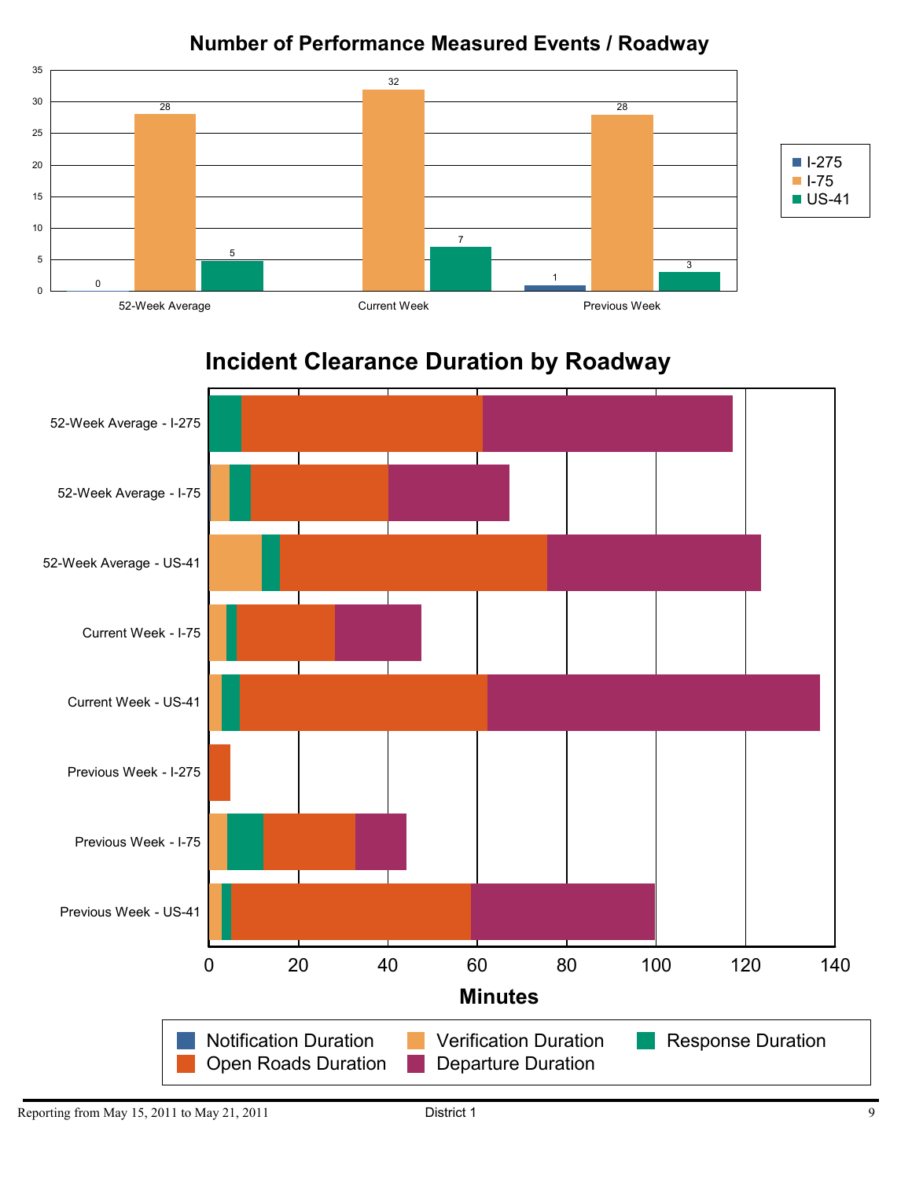## Number of Performance Measured Events / Roadway

| | I-275 | I-75 | US-41 |
|---|---|---|---|
| 52-Week Average | 0 | 28 | 5 |
| Current Week | | 32 | 7 |
| Previous Week | 1 | 28 | 3 |

## Incident Clearance Duration by Roadway

Categories (top to bottom): 52-Week Average - I-275; 52-Week Average - I-75; 52-Week Average - US-41; Current Week - I-75; Current Week - US-41; Previous Week - I-275; Previous Week - I-75; Previous Week - US-41

Minutes (axis: 0, 20, 40, 60, 80, 100, 120, 140)

Legend: Notification Duration, Verification Duration, Response Duration, Open Roads Duration, Departure Duration

Reporting from May 15, 2011 to May 21, 2011 District 1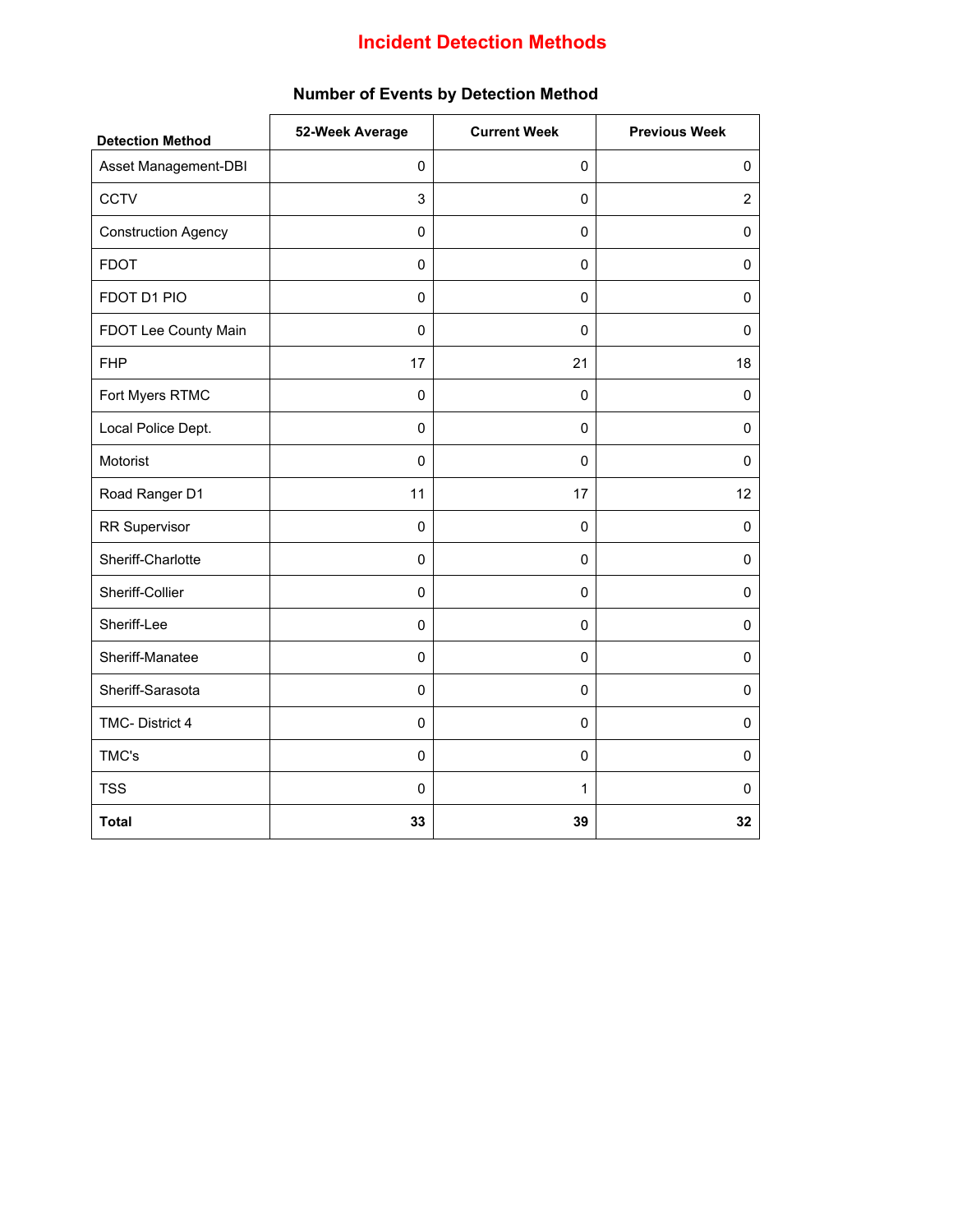# Incident Detection Methods

## Number of Events by Detection Method

| Detection Method | 52-Week Average | Current Week | Previous Week |
|---|---|---|---|
| Asset Management-DBI | 0 | 0 | 0 |
| CCTV | 3 | 0 | 2 |
| Construction Agency | 0 | 0 | 0 |
| FDOT | 0 | 0 | 0 |
| FDOT D1 PIO | 0 | 0 | 0 |
| FDOT Lee County Main | 0 | 0 | 0 |
| FHP | 17 | 21 | 18 |
| Fort Myers RTMC | 0 | 0 | 0 |
| Local Police Dept. | 0 | 0 | 0 |
| Motorist | 0 | 0 | 0 |
| Road Ranger D1 | 11 | 17 | 12 |
| RR Supervisor | 0 | 0 | 0 |
| Sheriff-Charlotte | 0 | 0 | 0 |
| Sheriff-Collier | 0 | 0 | 0 |
| Sheriff-Lee | 0 | 0 | 0 |
| Sheriff-Manatee | 0 | 0 | 0 |
| Sheriff-Sarasota | 0 | 0 | 0 |
| TMC- District 4 | 0 | 0 | 0 |
| TMC's | 0 | 0 | 0 |
| TSS | 0 | 1 | 0 |
| **Total** | **33** | **39** | **32** |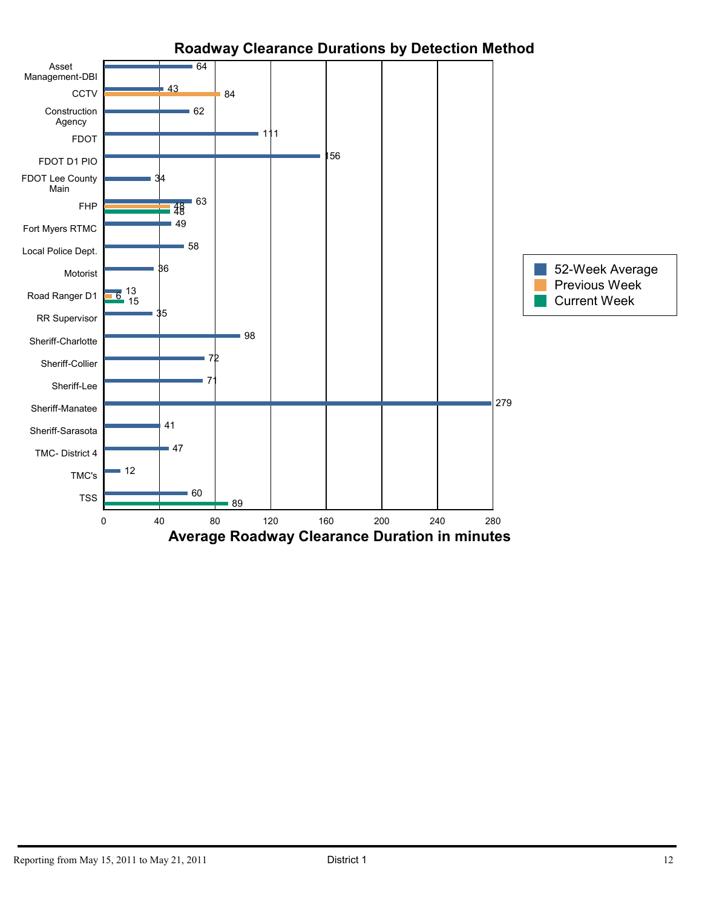## Roadway Clearance Durations by Detection Method

| Detection Method | 52-Week Average | Previous Week | Current Week |
|---|---|---|---|
| Asset Management-DBI | 64 | | |
| CCTV | 43 | 84 | |
| Construction Agency | 62 | | |
| FDOT | 111 | | |
| FDOT D1 PIO | 156 | | |
| FDOT Lee County Main | 34 | | |
| FHP | 63 | 48 | 48 |
| Fort Myers RTMC | 49 | | |
| Local Police Dept. | 58 | | |
| Motorist | 36 | | |
| Road Ranger D1 | 13 | 6 | 15 |
| RR Supervisor | 35 | | |
| Sheriff-Charlotte | 98 | | |
| Sheriff-Collier | 72 | | |
| Sheriff-Lee | 71 | | |
| Sheriff-Manatee | 279 | | |
| Sheriff-Sarasota | 41 | | |
| TMC- District 4 | 47 | | |
| TMC's | 12 | | |
| TSS | 60 | | 89 |

Average Roadway Clearance Duration in minutes

Reporting from May 15, 2011 to May 21, 2011 District 1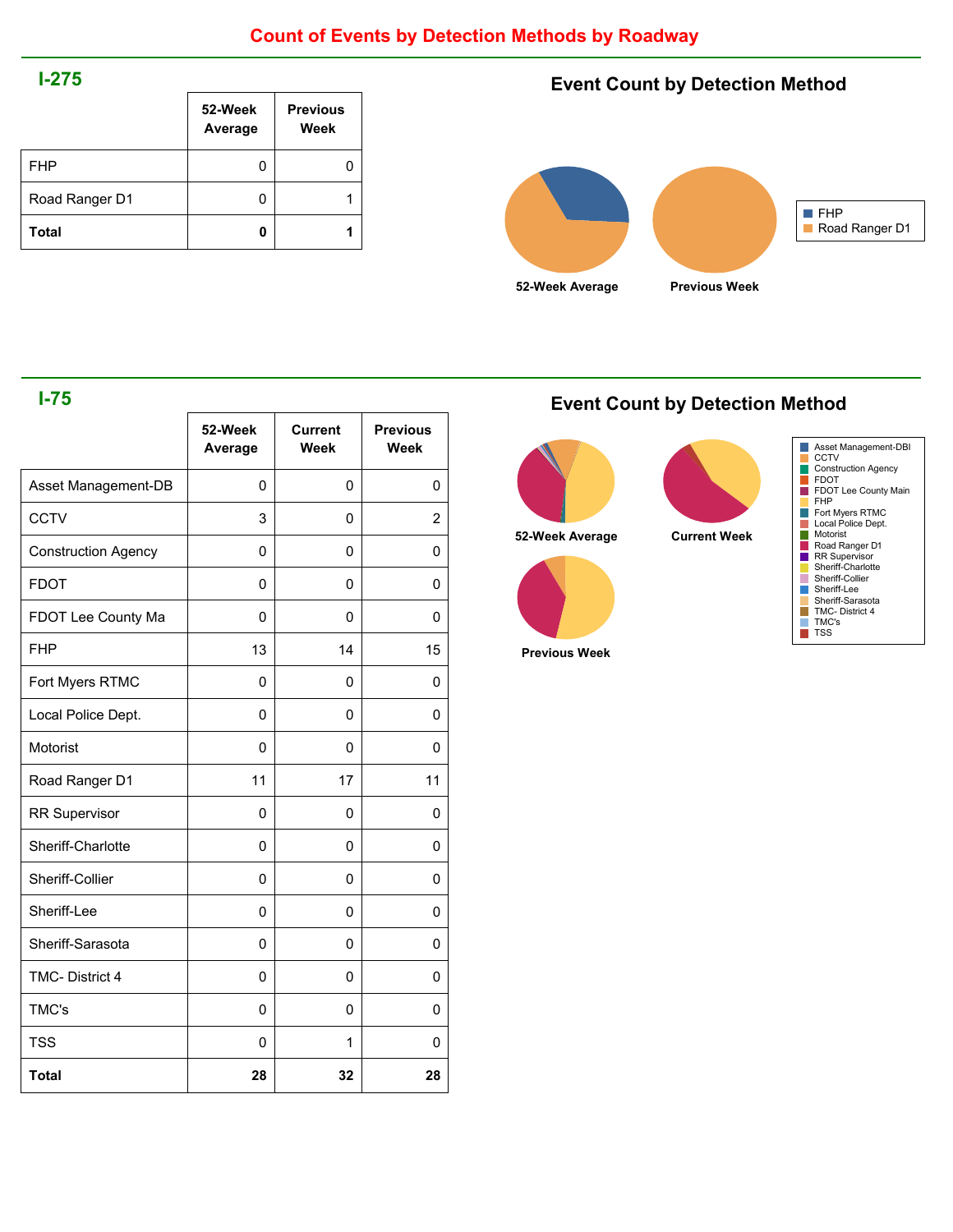# Count of Events by Detection Methods by Roadway

## I-275

| | 52-Week Average | Previous Week |
|---|---|---|
| FHP | 0 | 0 |
| Road Ranger D1 | 0 | 1 |
| **Total** | **0** | **1** |

### Event Count by Detection Method

52-Week Average | Previous Week

FHP
Road Ranger D1

## I-75

| | 52-Week Average | Current Week | Previous Week |
|---|---|---|---|
| Asset Management-DB | 0 | 0 | 0 |
| CCTV | 3 | 0 | 2 |
| Construction Agency | 0 | 0 | 0 |
| FDOT | 0 | 0 | 0 |
| FDOT Lee County Ma | 0 | 0 | 0 |
| FHP | 13 | 14 | 15 |
| Fort Myers RTMC | 0 | 0 | 0 |
| Local Police Dept. | 0 | 0 | 0 |
| Motorist | 0 | 0 | 0 |
| Road Ranger D1 | 11 | 17 | 11 |
| RR Supervisor | 0 | 0 | 0 |
| Sheriff-Charlotte | 0 | 0 | 0 |
| Sheriff-Collier | 0 | 0 | 0 |
| Sheriff-Lee | 0 | 0 | 0 |
| Sheriff-Sarasota | 0 | 0 | 0 |
| TMC- District 4 | 0 | 0 | 0 |
| TMC's | 0 | 0 | 0 |
| TSS | 0 | 1 | 0 |
| **Total** | **28** | **32** | **28** |

### Event Count by Detection Method

52-Week Average | Current Week | Previous Week

Asset Management-DBI
CCTV
Construction Agency
FDOT
FDOT Lee County Main
FHP
Fort Myers RTMC
Local Police Dept.
Motorist
Road Ranger D1
RR Supervisor
Sheriff-Charlotte
Sheriff-Collier
Sheriff-Lee
Sheriff-Sarasota
TMC- District 4
TMC's
TSS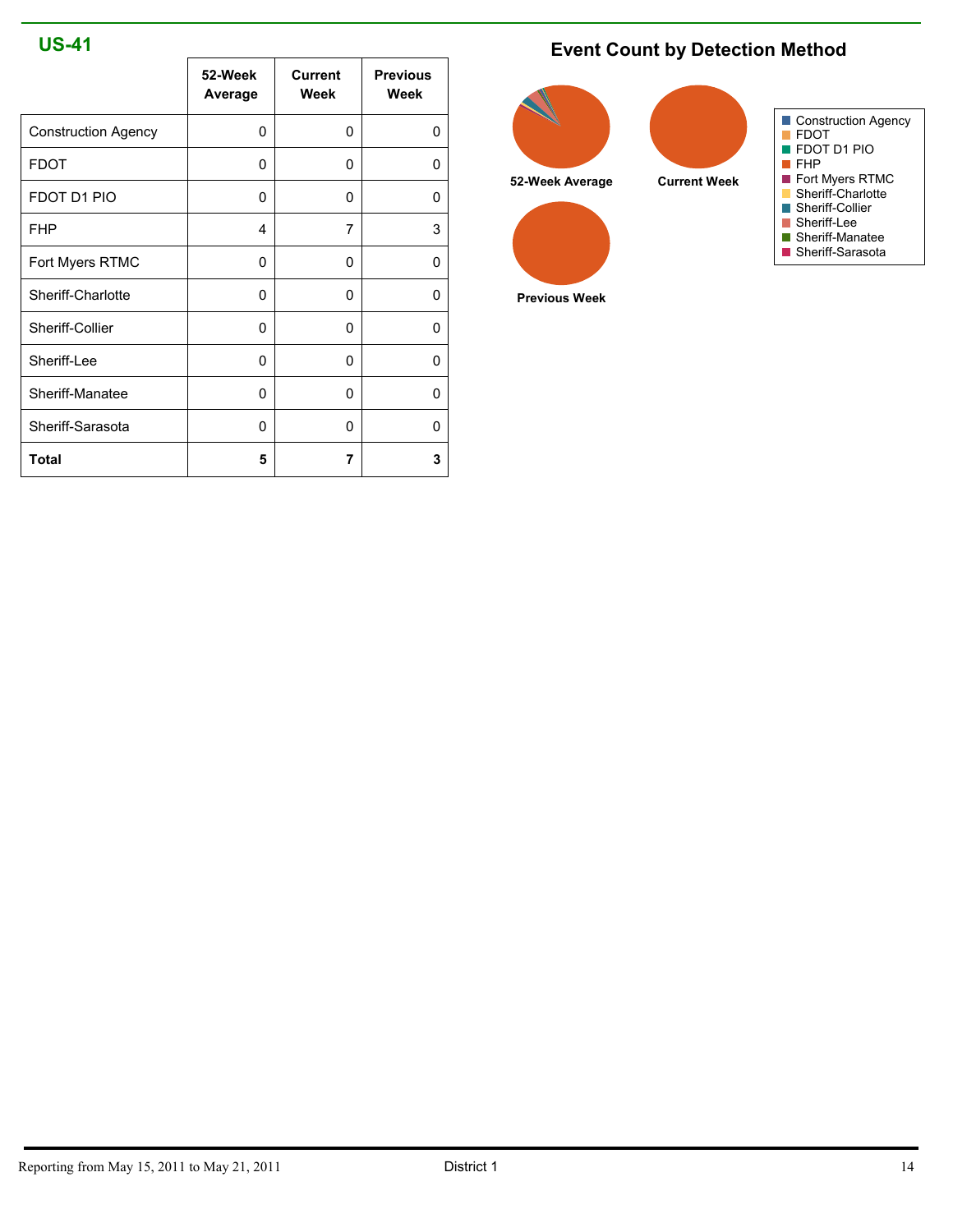## US-41

| | 52-Week Average | Current Week | Previous Week |
|---|---|---|---|
| Construction Agency | 0 | 0 | 0 |
| FDOT | 0 | 0 | 0 |
| FDOT D1 PIO | 0 | 0 | 0 |
| FHP | 4 | 7 | 3 |
| Fort Myers RTMC | 0 | 0 | 0 |
| Sheriff-Charlotte | 0 | 0 | 0 |
| Sheriff-Collier | 0 | 0 | 0 |
| Sheriff-Lee | 0 | 0 | 0 |
| Sheriff-Manatee | 0 | 0 | 0 |
| Sheriff-Sarasota | 0 | 0 | 0 |
| **Total** | **5** | **7** | **3** |

## Event Count by Detection Method

52-Week Average

Current Week

Previous Week

- Construction Agency
- FDOT
- FDOT D1 PIO
- FHP
- Fort Myers RTMC
- Sheriff-Charlotte
- Sheriff-Collier
- Sheriff-Lee
- Sheriff-Manatee
- Sheriff-Sarasota

Reporting from May 15, 2011 to May 21, 2011 | District 1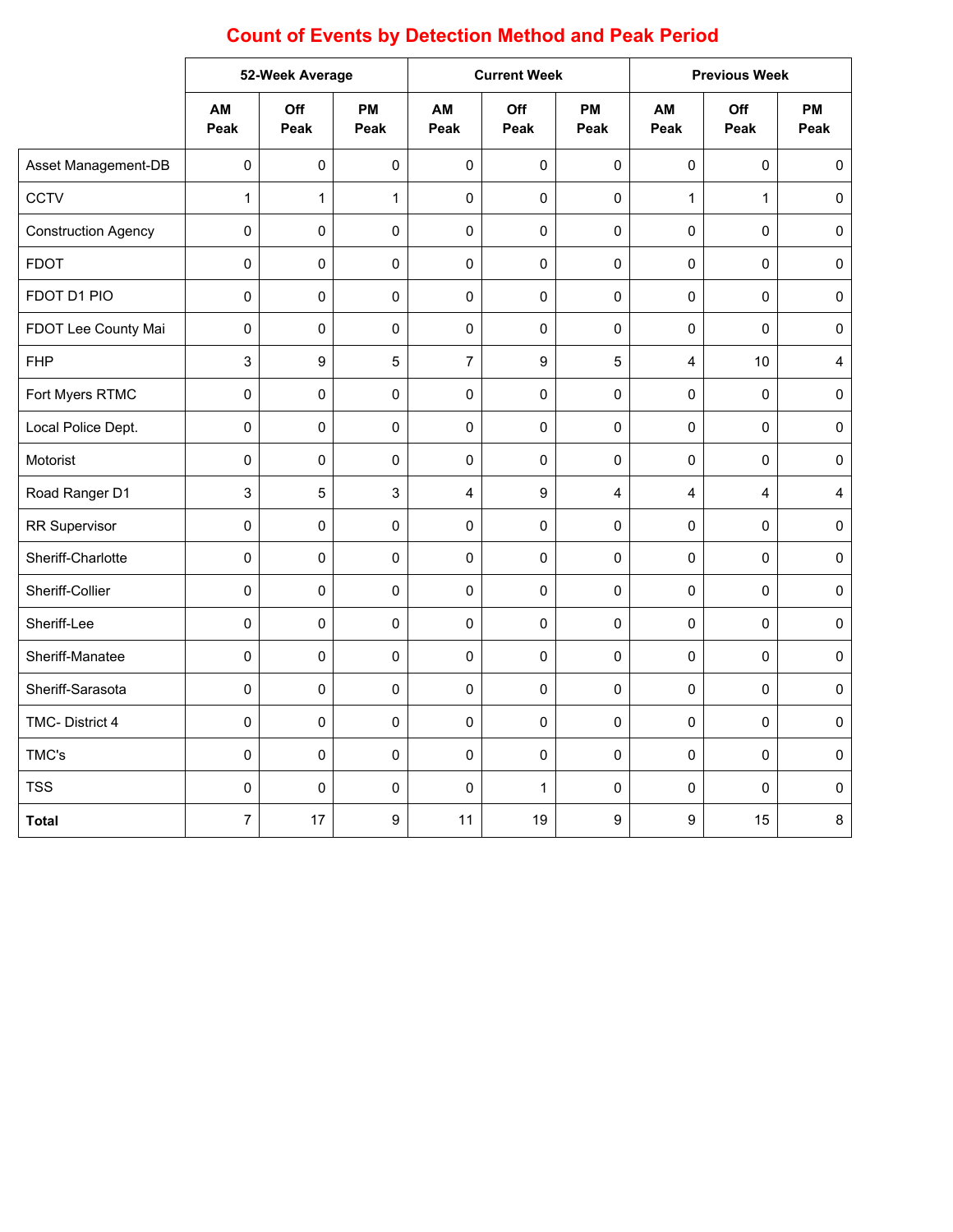## Count of Events by Detection Method and Peak Period

| | 52-Week Average | | | Current Week | | | Previous Week | | |
|---|---|---|---|---|---|---|---|---|---|
| | AM Peak | Off Peak | PM Peak | AM Peak | Off Peak | PM Peak | AM Peak | Off Peak | PM Peak |
| Asset Management-DB | 0 | 0 | 0 | 0 | 0 | 0 | 0 | 0 | 0 |
| CCTV | 1 | 1 | 1 | 0 | 0 | 0 | 1 | 1 | 0 |
| Construction Agency | 0 | 0 | 0 | 0 | 0 | 0 | 0 | 0 | 0 |
| FDOT | 0 | 0 | 0 | 0 | 0 | 0 | 0 | 0 | 0 |
| FDOT D1 PIO | 0 | 0 | 0 | 0 | 0 | 0 | 0 | 0 | 0 |
| FDOT Lee County Mai | 0 | 0 | 0 | 0 | 0 | 0 | 0 | 0 | 0 |
| FHP | 3 | 9 | 5 | 7 | 9 | 5 | 4 | 10 | 4 |
| Fort Myers RTMC | 0 | 0 | 0 | 0 | 0 | 0 | 0 | 0 | 0 |
| Local Police Dept. | 0 | 0 | 0 | 0 | 0 | 0 | 0 | 0 | 0 |
| Motorist | 0 | 0 | 0 | 0 | 0 | 0 | 0 | 0 | 0 |
| Road Ranger D1 | 3 | 5 | 3 | 4 | 9 | 4 | 4 | 4 | 4 |
| RR Supervisor | 0 | 0 | 0 | 0 | 0 | 0 | 0 | 0 | 0 |
| Sheriff-Charlotte | 0 | 0 | 0 | 0 | 0 | 0 | 0 | 0 | 0 |
| Sheriff-Collier | 0 | 0 | 0 | 0 | 0 | 0 | 0 | 0 | 0 |
| Sheriff-Lee | 0 | 0 | 0 | 0 | 0 | 0 | 0 | 0 | 0 |
| Sheriff-Manatee | 0 | 0 | 0 | 0 | 0 | 0 | 0 | 0 | 0 |
| Sheriff-Sarasota | 0 | 0 | 0 | 0 | 0 | 0 | 0 | 0 | 0 |
| TMC- District 4 | 0 | 0 | 0 | 0 | 0 | 0 | 0 | 0 | 0 |
| TMC's | 0 | 0 | 0 | 0 | 0 | 0 | 0 | 0 | 0 |
| TSS | 0 | 0 | 0 | 0 | 1 | 0 | 0 | 0 | 0 |
| **Total** | 7 | 17 | 9 | 11 | 19 | 9 | 9 | 15 | 8 |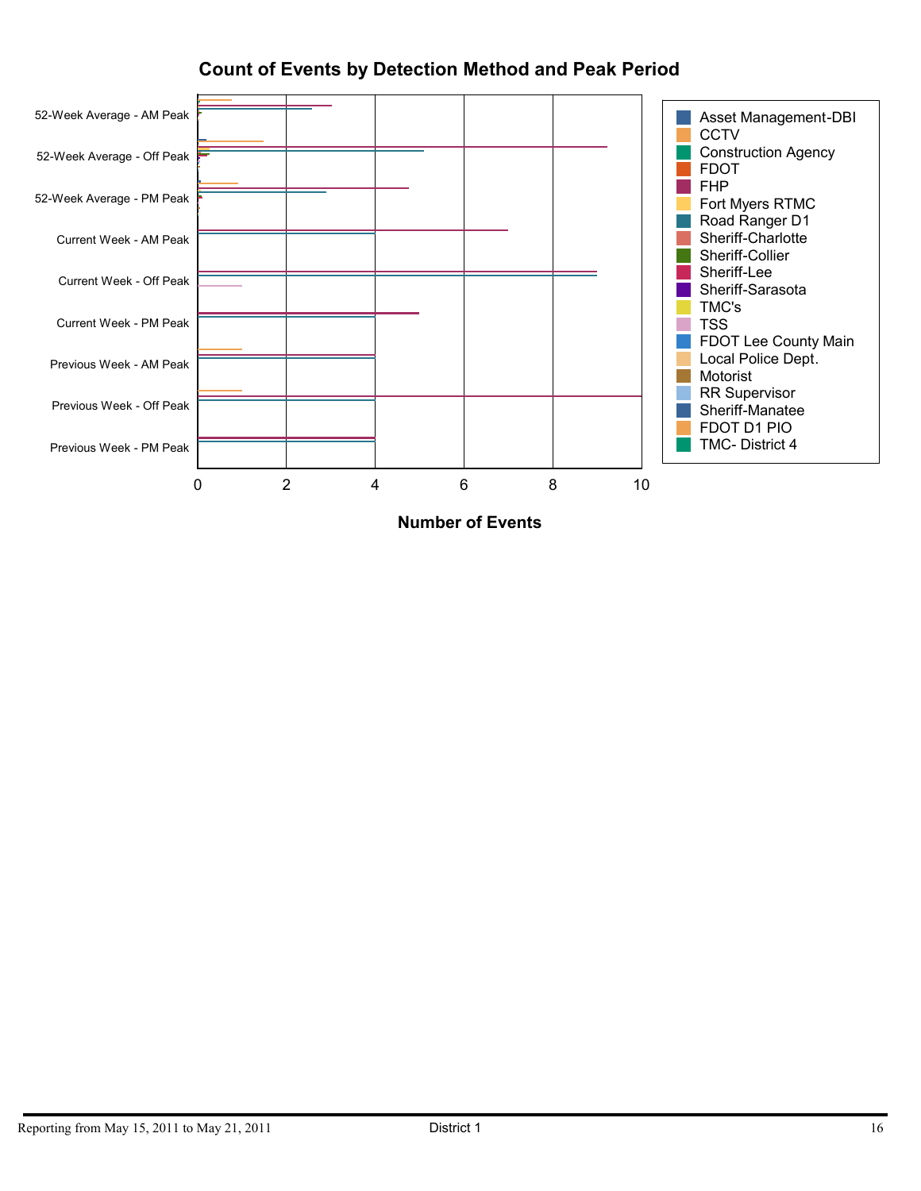## Count of Events by Detection Method and Peak Period

Chart categories (y-axis): 52-Week Average - AM Peak; 52-Week Average - Off Peak; 52-Week Average - PM Peak; Current Week - AM Peak; Current Week - Off Peak; Current Week - PM Peak; Previous Week - AM Peak; Previous Week - Off Peak; Previous Week - PM Peak

X-axis: Number of Events (0, 2, 4, 6, 8, 10)

Legend:
- Asset Management-DBI
- CCTV
- Construction Agency
- FDOT
- FHP
- Fort Myers RTMC
- Road Ranger D1
- Sheriff-Charlotte
- Sheriff-Collier
- Sheriff-Lee
- Sheriff-Sarasota
- TMC's
- TSS
- FDOT Lee County Main
- Local Police Dept.
- Motorist
- RR Supervisor
- Sheriff-Manatee
- FDOT D1 PIO
- TMC- District 4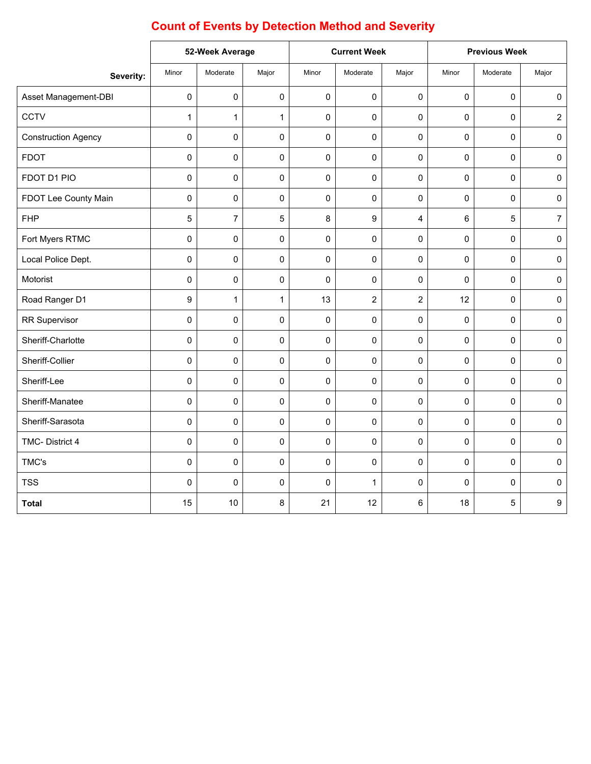# Count of Events by Detection Method and Severity

| | 52-Week Average | | | Current Week | | | Previous Week | | |
|---|---|---|---|---|---|---|---|---|---|
| Severity: | Minor | Moderate | Major | Minor | Moderate | Major | Minor | Moderate | Major |
| Asset Management-DBI | 0 | 0 | 0 | 0 | 0 | 0 | 0 | 0 | 0 |
| CCTV | 1 | 1 | 1 | 0 | 0 | 0 | 0 | 0 | 2 |
| Construction Agency | 0 | 0 | 0 | 0 | 0 | 0 | 0 | 0 | 0 |
| FDOT | 0 | 0 | 0 | 0 | 0 | 0 | 0 | 0 | 0 |
| FDOT D1 PIO | 0 | 0 | 0 | 0 | 0 | 0 | 0 | 0 | 0 |
| FDOT Lee County Main | 0 | 0 | 0 | 0 | 0 | 0 | 0 | 0 | 0 |
| FHP | 5 | 7 | 5 | 8 | 9 | 4 | 6 | 5 | 7 |
| Fort Myers RTMC | 0 | 0 | 0 | 0 | 0 | 0 | 0 | 0 | 0 |
| Local Police Dept. | 0 | 0 | 0 | 0 | 0 | 0 | 0 | 0 | 0 |
| Motorist | 0 | 0 | 0 | 0 | 0 | 0 | 0 | 0 | 0 |
| Road Ranger D1 | 9 | 1 | 1 | 13 | 2 | 2 | 12 | 0 | 0 |
| RR Supervisor | 0 | 0 | 0 | 0 | 0 | 0 | 0 | 0 | 0 |
| Sheriff-Charlotte | 0 | 0 | 0 | 0 | 0 | 0 | 0 | 0 | 0 |
| Sheriff-Collier | 0 | 0 | 0 | 0 | 0 | 0 | 0 | 0 | 0 |
| Sheriff-Lee | 0 | 0 | 0 | 0 | 0 | 0 | 0 | 0 | 0 |
| Sheriff-Manatee | 0 | 0 | 0 | 0 | 0 | 0 | 0 | 0 | 0 |
| Sheriff-Sarasota | 0 | 0 | 0 | 0 | 0 | 0 | 0 | 0 | 0 |
| TMC- District 4 | 0 | 0 | 0 | 0 | 0 | 0 | 0 | 0 | 0 |
| TMC's | 0 | 0 | 0 | 0 | 0 | 0 | 0 | 0 | 0 |
| TSS | 0 | 0 | 0 | 0 | 1 | 0 | 0 | 0 | 0 |
| **Total** | 15 | 10 | 8 | 21 | 12 | 6 | 18 | 5 | 9 |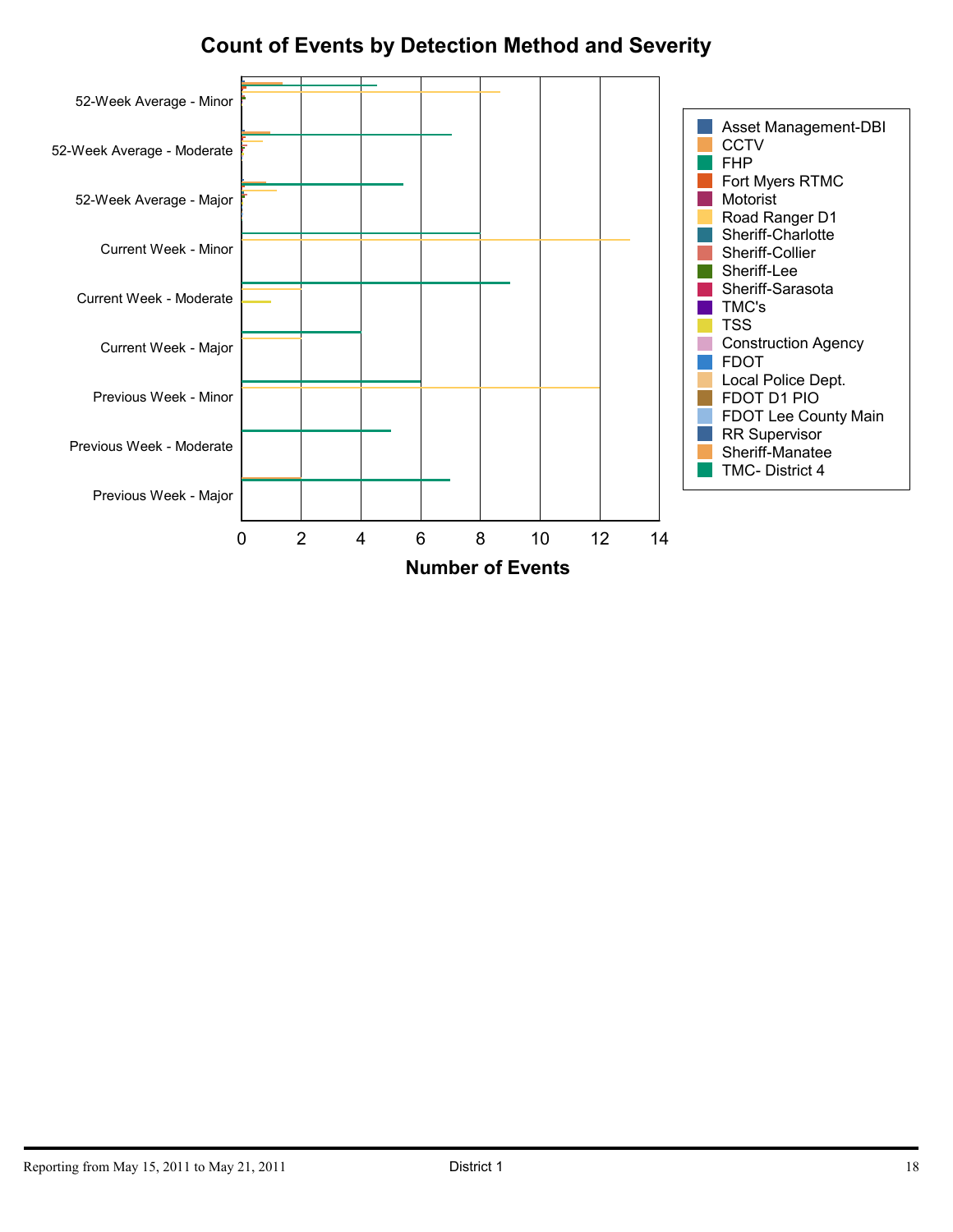## Count of Events by Detection Method and Severity

52-Week Average - Minor
52-Week Average - Moderate
52-Week Average - Major
Current Week - Minor
Current Week - Moderate
Current Week - Major
Previous Week - Minor
Previous Week - Moderate
Previous Week - Major

0 2 4 6 8 10 12 14

**Number of Events**

- Asset Management-DBI
- CCTV
- FHP
- Fort Myers RTMC
- Motorist
- Road Ranger D1
- Sheriff-Charlotte
- Sheriff-Collier
- Sheriff-Lee
- Sheriff-Sarasota
- TMC's
- TSS
- Construction Agency
- FDOT
- Local Police Dept.
- FDOT D1 PIO
- FDOT Lee County Main
- RR Supervisor
- Sheriff-Manatee
- TMC- District 4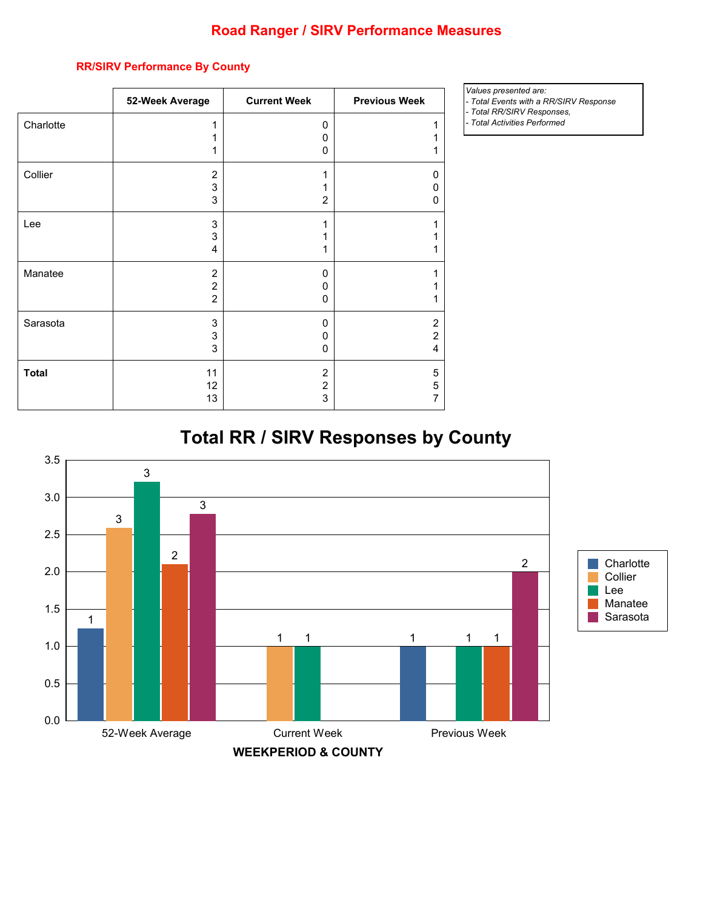# Road Ranger / SIRV Performance Measures

## RR/SIRV Performance By County

|  | 52-Week Average | Current Week | Previous Week |
|---|---|---|---|
| Charlotte | 1<br>1<br>1 | 0<br>0<br>0 | 1<br>1<br>1 |
| Collier | 2<br>3<br>3 | 1<br>1<br>2 | 0<br>0<br>0 |
| Lee | 3<br>3<br>4 | 1<br>1<br>1 | 1<br>1<br>1 |
| Manatee | 2<br>2<br>2 | 0<br>0<br>0 | 1<br>1<br>1 |
| Sarasota | 3<br>3<br>3 | 0<br>0<br>0 | 2<br>2<br>4 |
| **Total** | 11<br>12<br>13 | 2<br>2<br>3 | 5<br>5<br>7 |

*Values presented are:*
*- Total Events with a RR/SIRV Response*
*- Total RR/SIRV Responses,*
*- Total Activities Performed*

## Total RR / SIRV Responses by County

| WEEKPERIOD & COUNTY | Charlotte | Collier | Lee | Manatee | Sarasota |
|---|---|---|---|---|---|
| 52-Week Average | 1 | 3 | 3 | 2 | 3 |
| Current Week |  | 1 | 1 |  |  |
| Previous Week | 1 |  | 1 | 1 | 2 |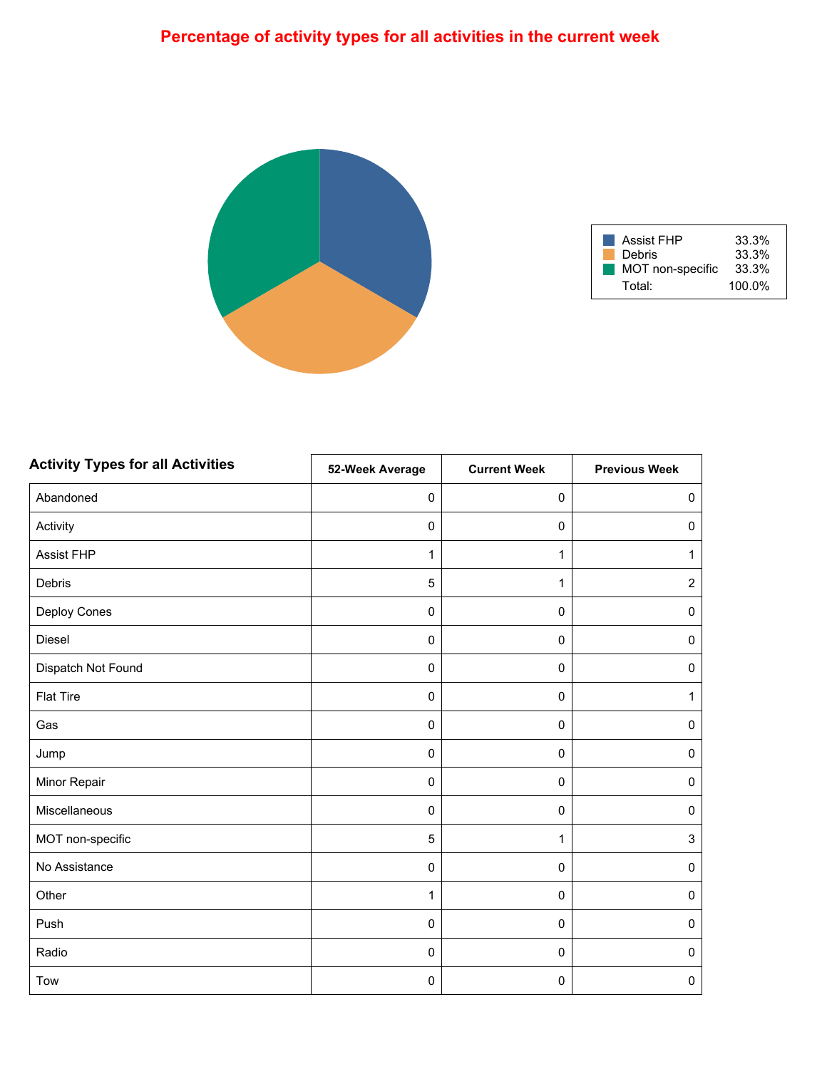# Percentage of activity types for all activities in the current week

| | |
|---|---|
| Assist FHP | 33.3% |
| Debris | 33.3% |
| MOT non-specific | 33.3% |
| Total: | 100.0% |

| Activity Types for all Activities | 52-Week Average | Current Week | Previous Week |
|---|---|---|---|
| Abandoned | 0 | 0 | 0 |
| Activity | 0 | 0 | 0 |
| Assist FHP | 1 | 1 | 1 |
| Debris | 5 | 1 | 2 |
| Deploy Cones | 0 | 0 | 0 |
| Diesel | 0 | 0 | 0 |
| Dispatch Not Found | 0 | 0 | 0 |
| Flat Tire | 0 | 0 | 1 |
| Gas | 0 | 0 | 0 |
| Jump | 0 | 0 | 0 |
| Minor Repair | 0 | 0 | 0 |
| Miscellaneous | 0 | 0 | 0 |
| MOT non-specific | 5 | 1 | 3 |
| No Assistance | 0 | 0 | 0 |
| Other | 1 | 0 | 0 |
| Push | 0 | 0 | 0 |
| Radio | 0 | 0 | 0 |
| Tow | 0 | 0 | 0 |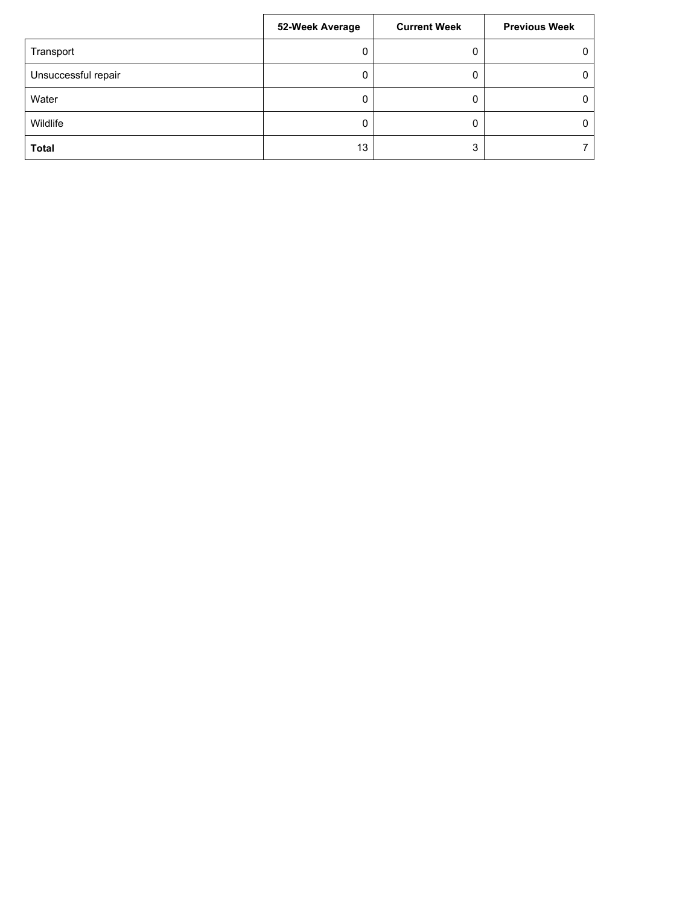| | 52-Week Average | Current Week | Previous Week |
|---|---|---|---|
| Transport | 0 | 0 | 0 |
| Unsuccessful repair | 0 | 0 | 0 |
| Water | 0 | 0 | 0 |
| Wildlife | 0 | 0 | 0 |
| **Total** | 13 | 3 | 7 |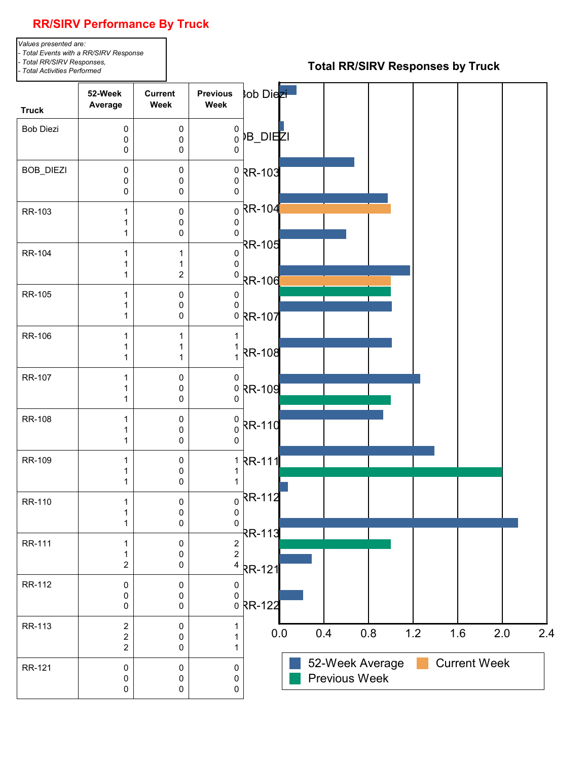# RR/SIRV Performance By Truck

*Values presented are:*
*- Total Events with a RR/SIRV Response*
*- Total RR/SIRV Responses,*
*- Total Activities Performed*

| Truck | 52-Week Average | Current Week | Previous Week |
|---|---|---|---|
| Bob Diezi | 0<br>0<br>0 | 0<br>0<br>0 | 0<br>0<br>0 |
| BOB_DIEZI | 0<br>0<br>0 | 0<br>0<br>0 | 0<br>0<br>0 |
| RR-103 | 1<br>1<br>1 | 0<br>0<br>0 | 0<br>0<br>0 |
| RR-104 | 1<br>1<br>1 | 1<br>1<br>2 | 0<br>0<br>0 |
| RR-105 | 1<br>1<br>1 | 0<br>0<br>0 | 0<br>0<br>0 |
| RR-106 | 1<br>1<br>1 | 1<br>1<br>1 | 1<br>1<br>1 |
| RR-107 | 1<br>1<br>1 | 0<br>0<br>0 | 0<br>0<br>0 |
| RR-108 | 1<br>1<br>1 | 0<br>0<br>0 | 0<br>0<br>0 |
| RR-109 | 1<br>1<br>1 | 0<br>0<br>0 | 1<br>1<br>1 |
| RR-110 | 1<br>1<br>1 | 0<br>0<br>0 | 0<br>0<br>0 |
| RR-111 | 1<br>1<br>2 | 0<br>0<br>0 | 2<br>2<br>4 |
| RR-112 | 0<br>0<br>0 | 0<br>0<br>0 | 0<br>0<br>0 |
| RR-113 | 2<br>2<br>2 | 0<br>0<br>0 | 1<br>1<br>1 |
| RR-121 | 0<br>0<br>0 | 0<br>0<br>0 | 0<br>0<br>0 |

## Total RR/SIRV Responses by Truck

Bob Diezi, BOB_DIEZI, RR-103, RR-104, RR-105, RR-106, RR-107, RR-108, RR-109, RR-110, RR-111, RR-112, RR-113, RR-121, RR-122

0.0 0.4 0.8 1.2 1.6 2.0 2.4

52-Week Average Current Week Previous Week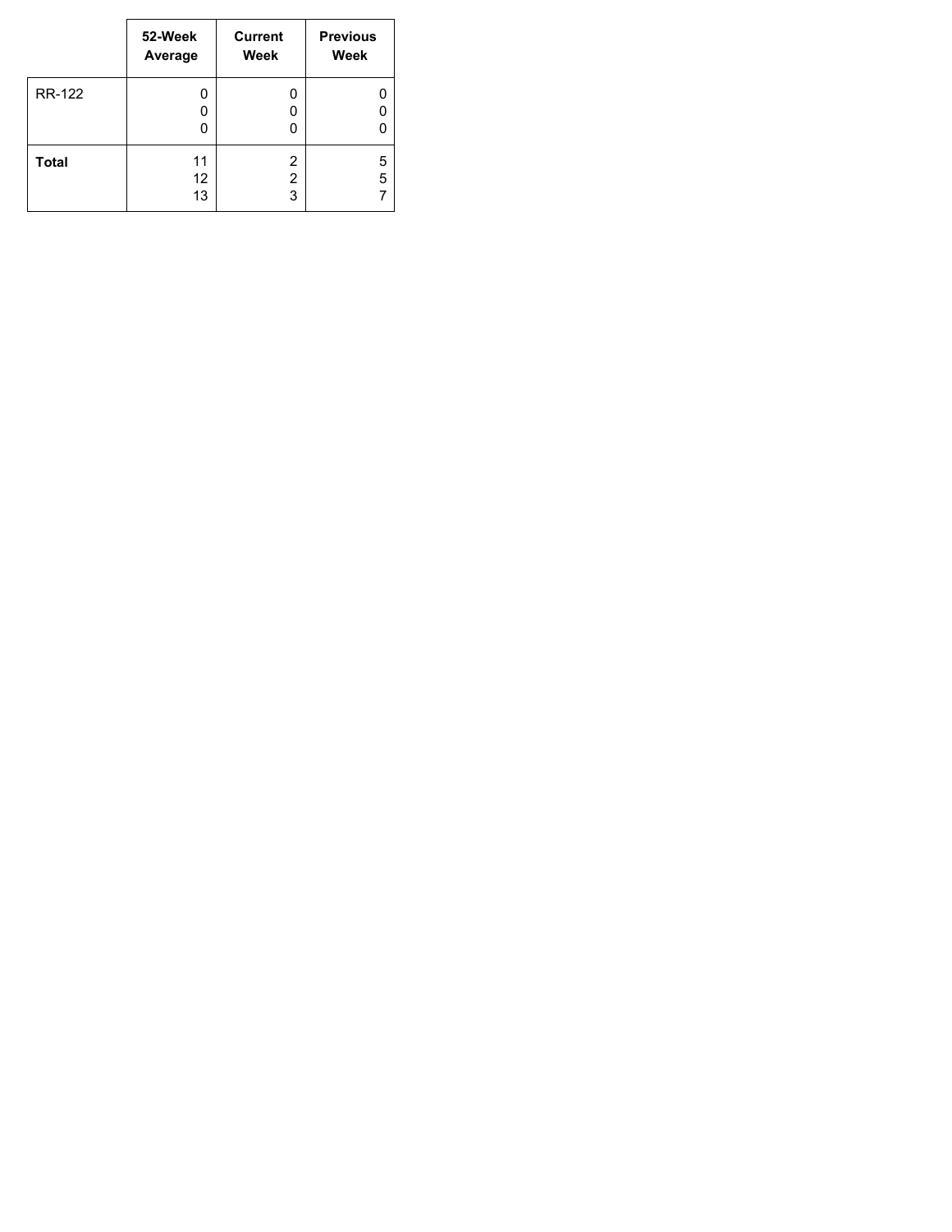| | 52-Week Average | Current Week | Previous Week |
|---|---|---|---|
| RR-122 | 0<br>0<br>0 | 0<br>0<br>0 | 0<br>0<br>0 |
| **Total** | 11<br>12<br>13 | 2<br>2<br>3 | 5<br>5<br>7 |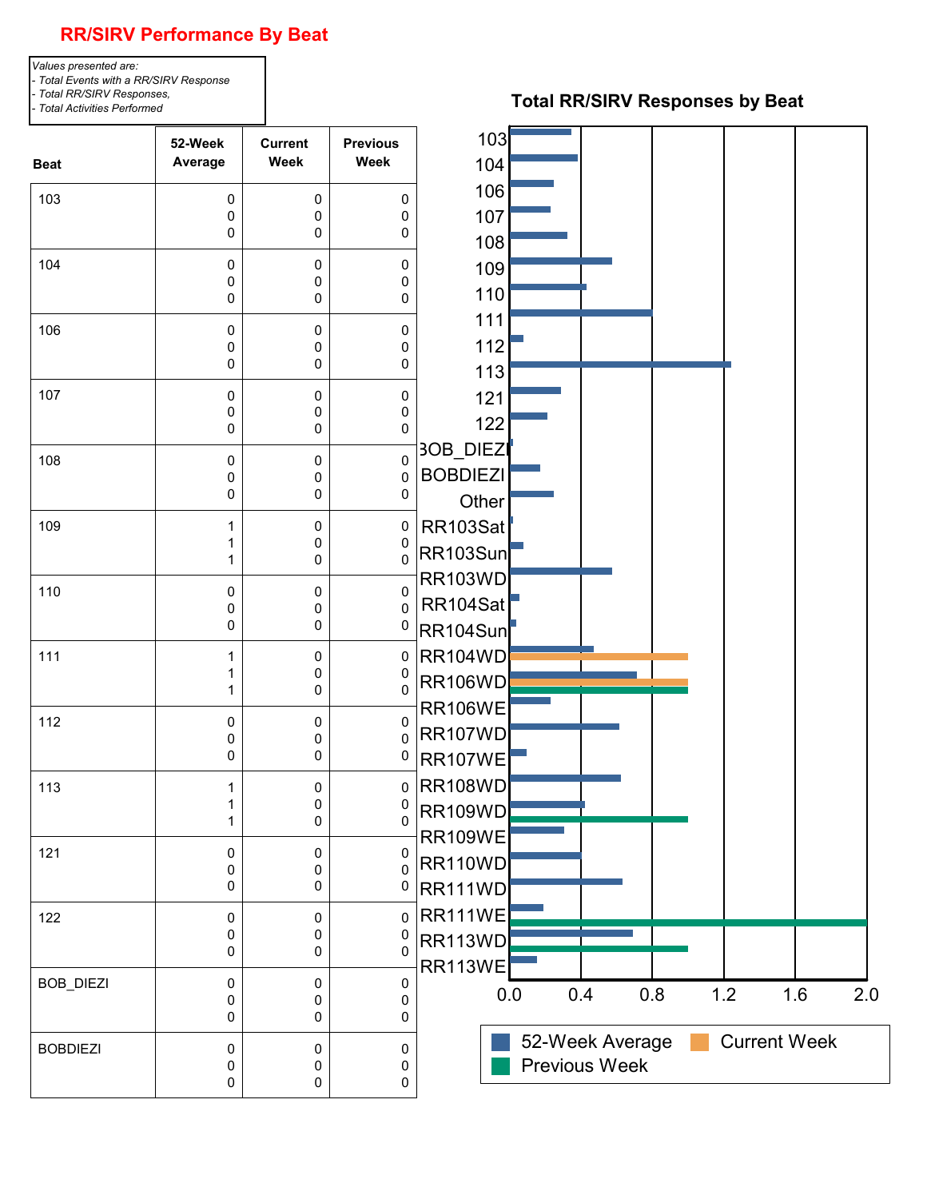# RR/SIRV Performance By Beat

*Values presented are:*
*- Total Events with a RR/SIRV Response*
*- Total RR/SIRV Responses,*
*- Total Activities Performed*

| Beat | 52-Week Average | Current Week | Previous Week |
|---|---|---|---|
| 103 | 0<br>0<br>0 | 0<br>0<br>0 | 0<br>0<br>0 |
| 104 | 0<br>0<br>0 | 0<br>0<br>0 | 0<br>0<br>0 |
| 106 | 0<br>0<br>0 | 0<br>0<br>0 | 0<br>0<br>0 |
| 107 | 0<br>0<br>0 | 0<br>0<br>0 | 0<br>0<br>0 |
| 108 | 0<br>0<br>0 | 0<br>0<br>0 | 0<br>0<br>0 |
| 109 | 1<br>1<br>1 | 0<br>0<br>0 | 0<br>0<br>0 |
| 110 | 0<br>0<br>0 | 0<br>0<br>0 | 0<br>0<br>0 |
| 111 | 1<br>1<br>1 | 0<br>0<br>0 | 0<br>0<br>0 |
| 112 | 0<br>0<br>0 | 0<br>0<br>0 | 0<br>0<br>0 |
| 113 | 1<br>1<br>1 | 0<br>0<br>0 | 0<br>0<br>0 |
| 121 | 0<br>0<br>0 | 0<br>0<br>0 | 0<br>0<br>0 |
| 122 | 0<br>0<br>0 | 0<br>0<br>0 | 0<br>0<br>0 |
| BOB_DIEZI | 0<br>0<br>0 | 0<br>0<br>0 | 0<br>0<br>0 |
| BOBDIEZI | 0<br>0<br>0 | 0<br>0<br>0 | 0<br>0<br>0 |

## Total RR/SIRV Responses by Beat

Beats: 103, 104, 106, 107, 108, 109, 110, 111, 112, 113, 121, 122, BOB_DIEZI, BOBDIEZI, Other, RR103Sat, RR103Sun, RR103WD, RR104Sat, RR104Sun, RR104WD, RR106WD, RR106WE, RR107WD, RR107WE, RR108WD, RR109WD, RR109WE, RR110WD, RR111WD, RR111WE, RR113WD, RR113WE

Axis: 0.0, 0.4, 0.8, 1.2, 1.6, 2.0

Legend: 52-Week Average, Current Week, Previous Week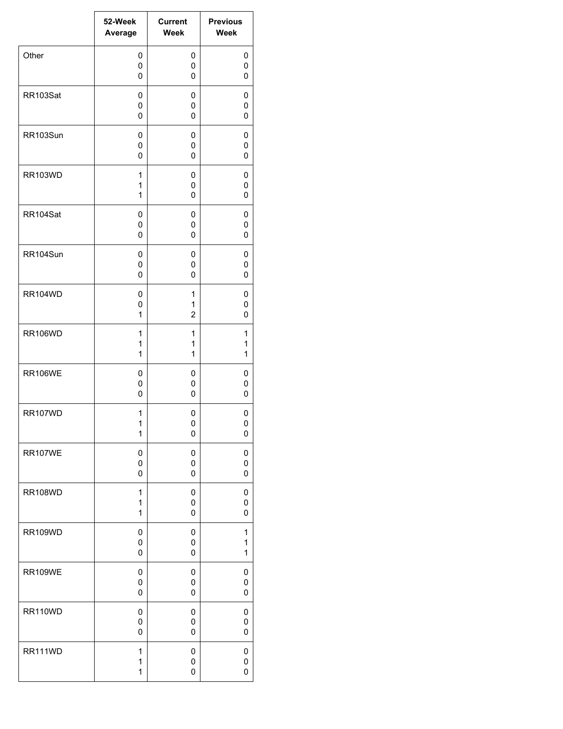| | 52-Week Average | Current Week | Previous Week |
|---|---|---|---|
| Other | 0<br>0<br>0 | 0<br>0<br>0 | 0<br>0<br>0 |
| RR103Sat | 0<br>0<br>0 | 0<br>0<br>0 | 0<br>0<br>0 |
| RR103Sun | 0<br>0<br>0 | 0<br>0<br>0 | 0<br>0<br>0 |
| RR103WD | 1<br>1<br>1 | 0<br>0<br>0 | 0<br>0<br>0 |
| RR104Sat | 0<br>0<br>0 | 0<br>0<br>0 | 0<br>0<br>0 |
| RR104Sun | 0<br>0<br>0 | 0<br>0<br>0 | 0<br>0<br>0 |
| RR104WD | 0<br>0<br>1 | 1<br>1<br>2 | 0<br>0<br>0 |
| RR106WD | 1<br>1<br>1 | 1<br>1<br>1 | 1<br>1<br>1 |
| RR106WE | 0<br>0<br>0 | 0<br>0<br>0 | 0<br>0<br>0 |
| RR107WD | 1<br>1<br>1 | 0<br>0<br>0 | 0<br>0<br>0 |
| RR107WE | 0<br>0<br>0 | 0<br>0<br>0 | 0<br>0<br>0 |
| RR108WD | 1<br>1<br>1 | 0<br>0<br>0 | 0<br>0<br>0 |
| RR109WD | 0<br>0<br>0 | 0<br>0<br>0 | 1<br>1<br>1 |
| RR109WE | 0<br>0<br>0 | 0<br>0<br>0 | 0<br>0<br>0 |
| RR110WD | 0<br>0<br>0 | 0<br>0<br>0 | 0<br>0<br>0 |
| RR111WD | 1<br>1<br>1 | 0<br>0<br>0 | 0<br>0<br>0 |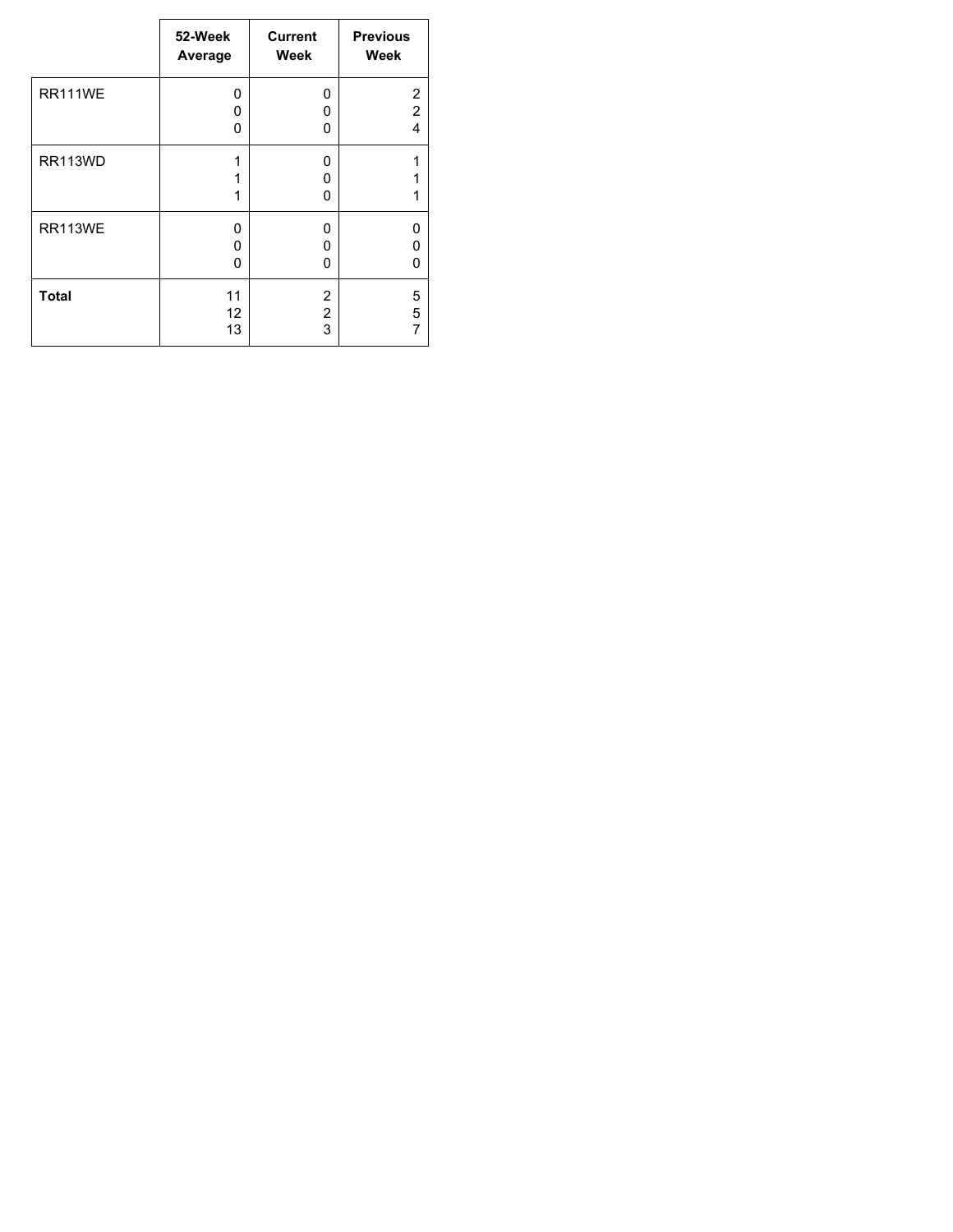| | 52-Week Average | Current Week | Previous Week |
|---|---|---|---|
| RR111WE | 0<br>0<br>0 | 0<br>0<br>0 | 2<br>2<br>4 |
| RR113WD | 1<br>1<br>1 | 0<br>0<br>0 | 1<br>1<br>1 |
| RR113WE | 0<br>0<br>0 | 0<br>0<br>0 | 0<br>0<br>0 |
| **Total** | 11<br>12<br>13 | 2<br>2<br>3 | 5<br>5<br>7 |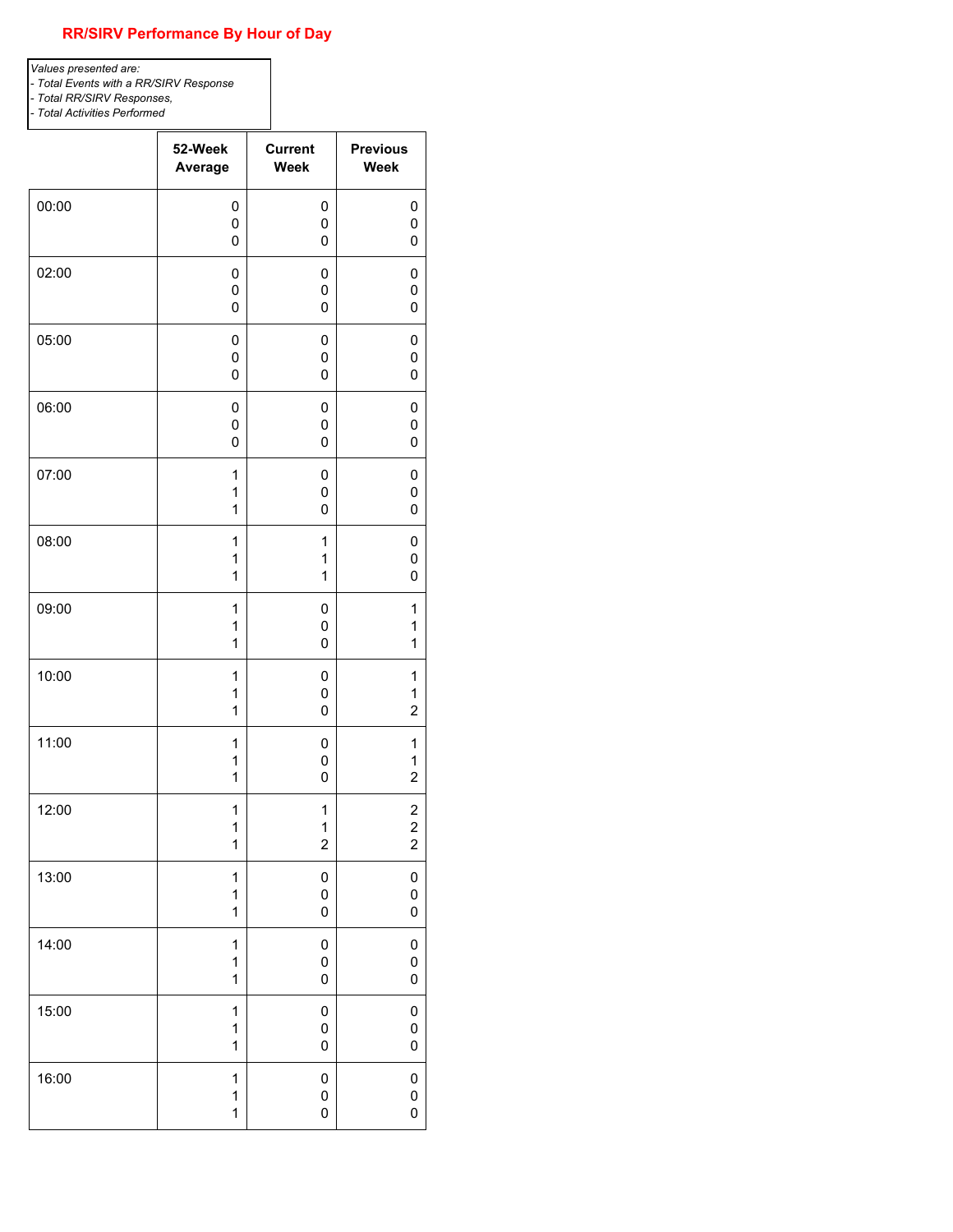## RR/SIRV Performance By Hour of Day

*Values presented are:*
*- Total Events with a RR/SIRV Response*
*- Total RR/SIRV Responses,*
*- Total Activities Performed*

| | 52-Week Average | Current Week | Previous Week |
|---|---|---|---|
| 00:00 | 0<br>0<br>0 | 0<br>0<br>0 | 0<br>0<br>0 |
| 02:00 | 0<br>0<br>0 | 0<br>0<br>0 | 0<br>0<br>0 |
| 05:00 | 0<br>0<br>0 | 0<br>0<br>0 | 0<br>0<br>0 |
| 06:00 | 0<br>0<br>0 | 0<br>0<br>0 | 0<br>0<br>0 |
| 07:00 | 1<br>1<br>1 | 0<br>0<br>0 | 0<br>0<br>0 |
| 08:00 | 1<br>1<br>1 | 1<br>1<br>1 | 0<br>0<br>0 |
| 09:00 | 1<br>1<br>1 | 0<br>0<br>0 | 1<br>1<br>1 |
| 10:00 | 1<br>1<br>1 | 0<br>0<br>0 | 1<br>1<br>2 |
| 11:00 | 1<br>1<br>1 | 0<br>0<br>0 | 1<br>1<br>2 |
| 12:00 | 1<br>1<br>1 | 1<br>1<br>2 | 2<br>2<br>2 |
| 13:00 | 1<br>1<br>1 | 0<br>0<br>0 | 0<br>0<br>0 |
| 14:00 | 1<br>1<br>1 | 0<br>0<br>0 | 0<br>0<br>0 |
| 15:00 | 1<br>1<br>1 | 0<br>0<br>0 | 0<br>0<br>0 |
| 16:00 | 1<br>1<br>1 | 0<br>0<br>0 | 0<br>0<br>0 |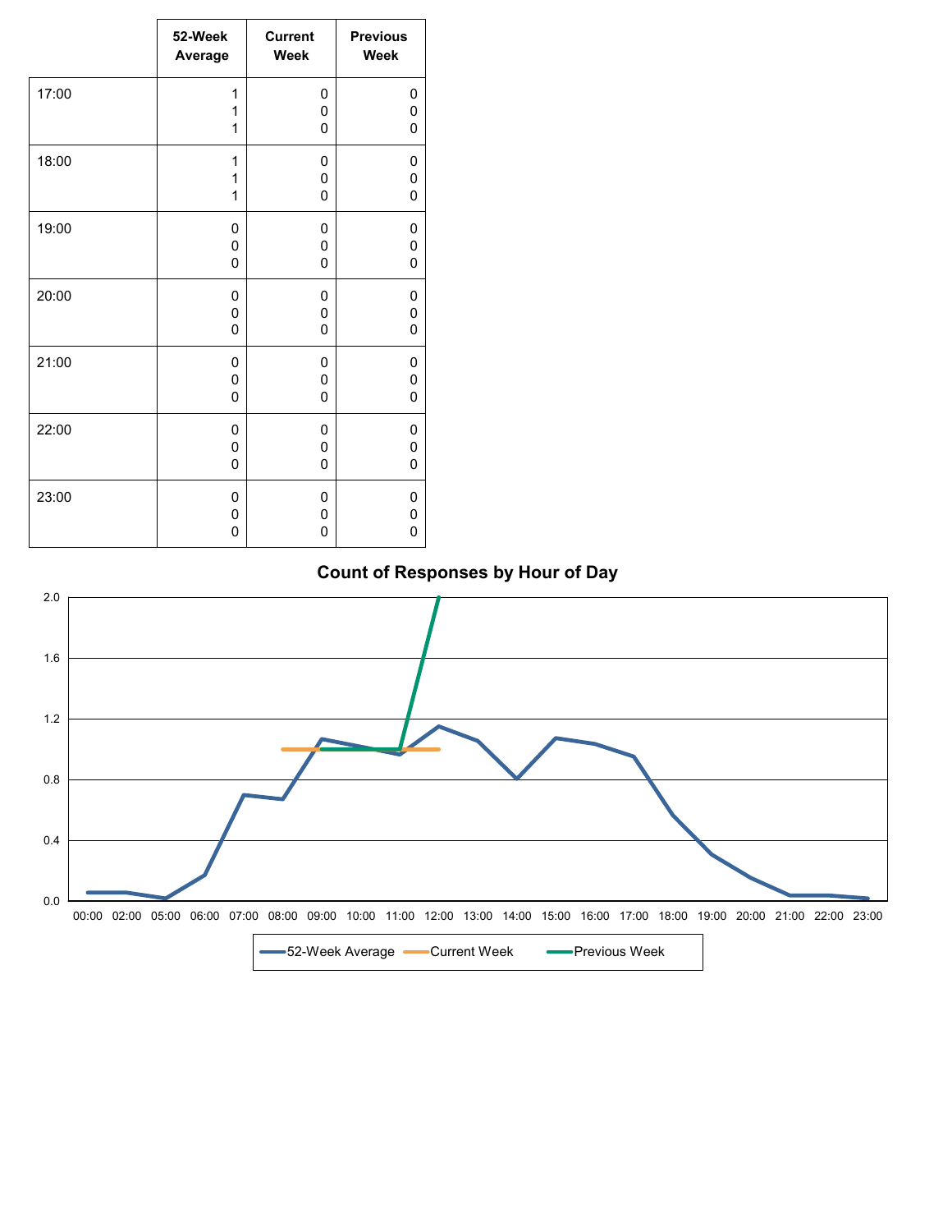| | 52-Week Average | Current Week | Previous Week |
|---|---|---|---|
| 17:00 | 1<br>1<br>1 | 0<br>0<br>0 | 0<br>0<br>0 |
| 18:00 | 1<br>1<br>1 | 0<br>0<br>0 | 0<br>0<br>0 |
| 19:00 | 0<br>0<br>0 | 0<br>0<br>0 | 0<br>0<br>0 |
| 20:00 | 0<br>0<br>0 | 0<br>0<br>0 | 0<br>0<br>0 |
| 21:00 | 0<br>0<br>0 | 0<br>0<br>0 | 0<br>0<br>0 |
| 22:00 | 0<br>0<br>0 | 0<br>0<br>0 | 0<br>0<br>0 |
| 23:00 | 0<br>0<br>0 | 0<br>0<br>0 | 0<br>0<br>0 |

**Count of Responses by Hour of Day**

2.0
1.6
1.2
0.8
0.4
0.0

00:00 02:00 05:00 06:00 07:00 08:00 09:00 10:00 11:00 12:00 13:00 14:00 15:00 16:00 17:00 18:00 19:00 20:00 21:00 22:00 23:00

52-Week Average | Current Week | Previous Week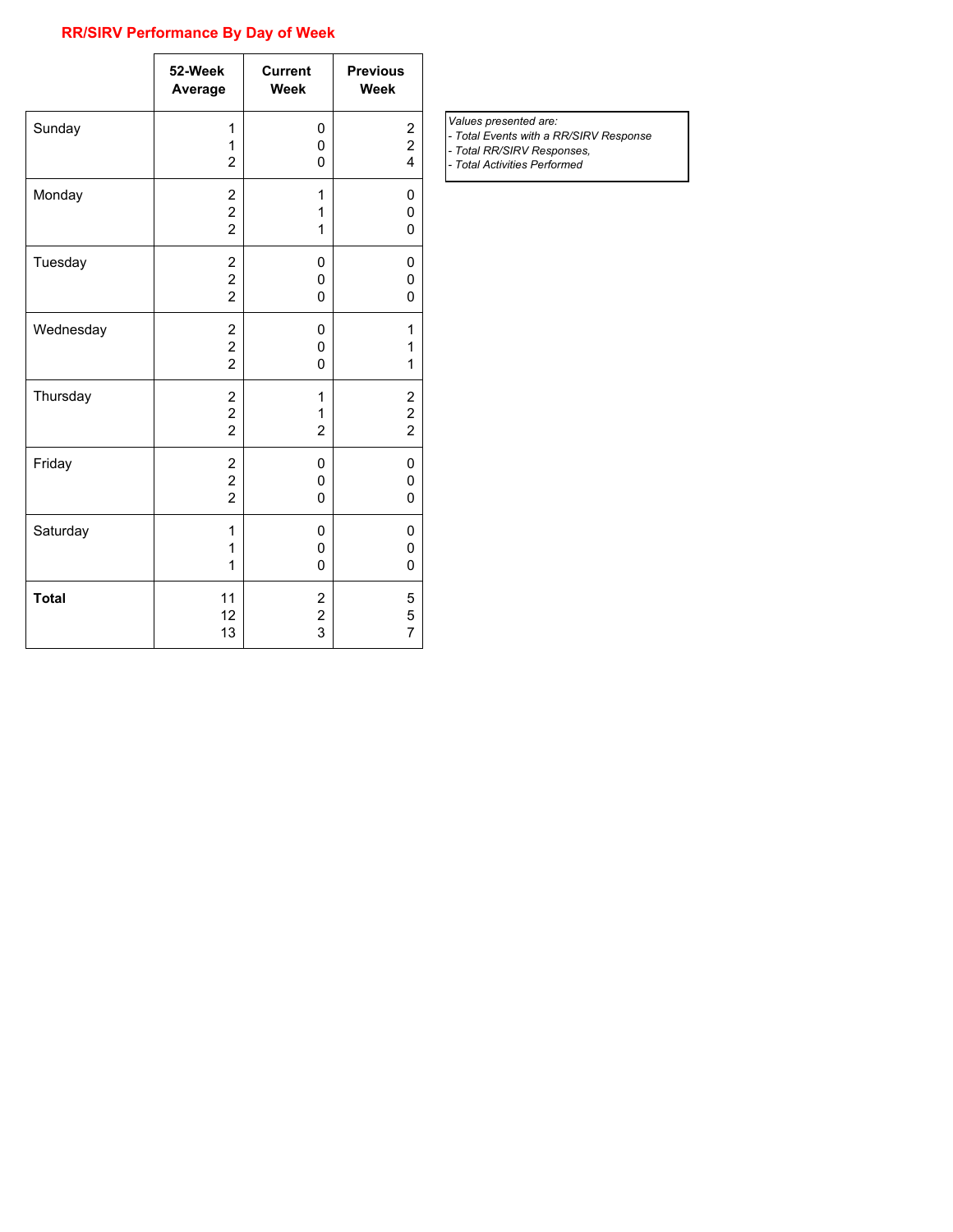## RR/SIRV Performance By Day of Week

| | 52-Week Average | Current Week | Previous Week |
|---|---|---|---|
| Sunday | 1<br>1<br>2 | 0<br>0<br>0 | 2<br>2<br>4 |
| Monday | 2<br>2<br>2 | 1<br>1<br>1 | 0<br>0<br>0 |
| Tuesday | 2<br>2<br>2 | 0<br>0<br>0 | 0<br>0<br>0 |
| Wednesday | 2<br>2<br>2 | 0<br>0<br>0 | 1<br>1<br>1 |
| Thursday | 2<br>2<br>2 | 1<br>1<br>2 | 2<br>2<br>2 |
| Friday | 2<br>2<br>2 | 0<br>0<br>0 | 0<br>0<br>0 |
| Saturday | 1<br>1<br>1 | 0<br>0<br>0 | 0<br>0<br>0 |
| **Total** | 11<br>12<br>13 | 2<br>2<br>3 | 5<br>5<br>7 |

*Values presented are:*
- *Total Events with a RR/SIRV Response*
- *Total RR/SIRV Responses,*
- *Total Activities Performed*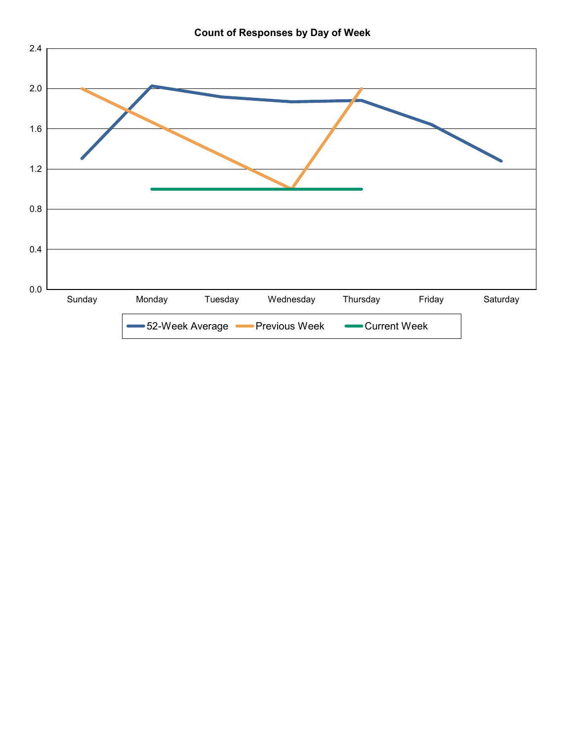**Count of Responses by Day of Week**

| | Sunday | Monday | Tuesday | Wednesday | Thursday | Friday | Saturday |
|---|---|---|---|---|---|---|---|
| 52-Week Average | 1.3 | 2.02 | 1.91 | 1.87 | 1.88 | 1.64 | 1.28 |
| Previous Week | 2.0 | | | 1.0 | 2.0 | | |
| Current Week | | 1.0 | | | 1.0 | | |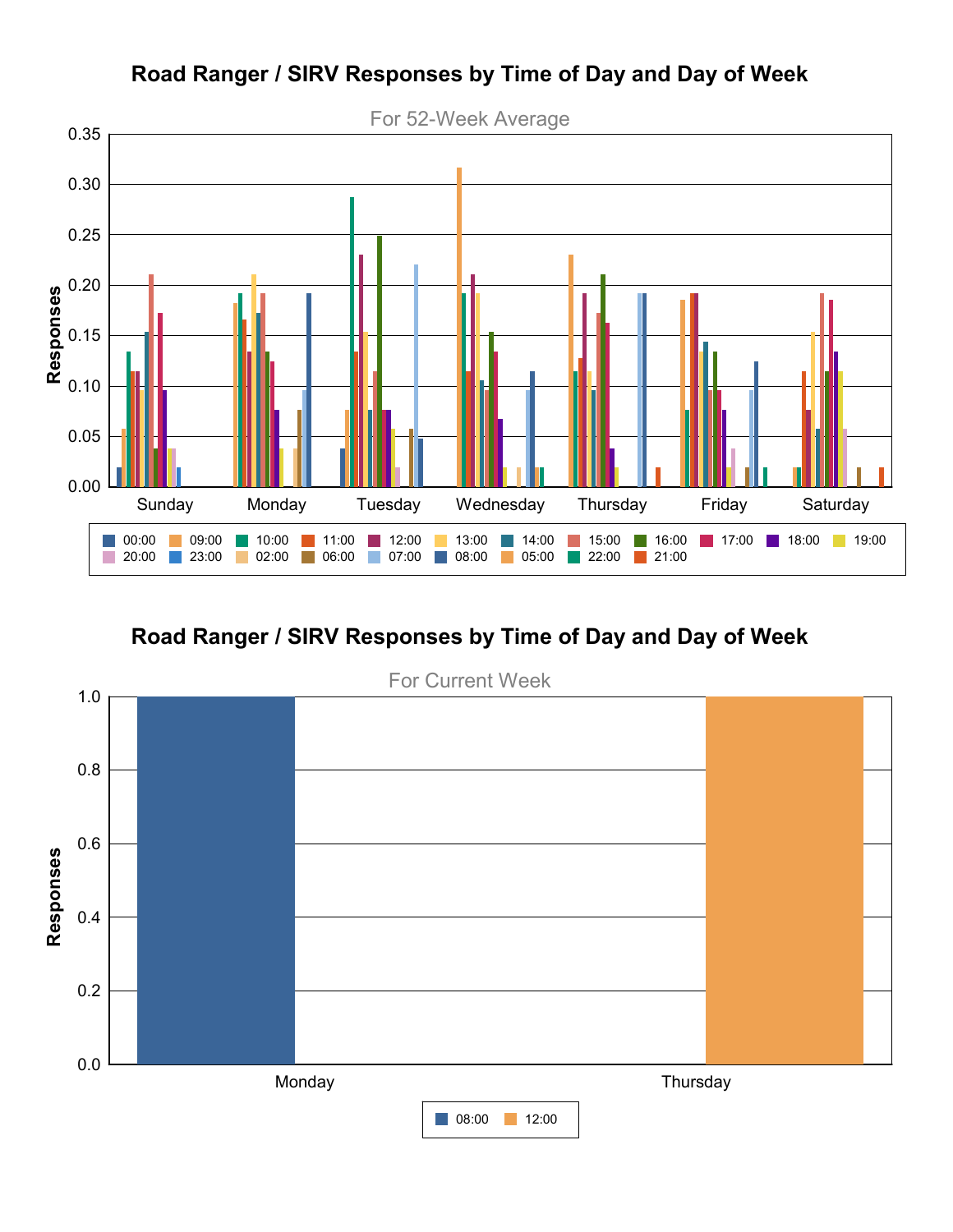## Road Ranger / SIRV Responses by Time of Day and Day of Week

For 52-Week Average

Responses: 0.00, 0.05, 0.10, 0.15, 0.20, 0.25, 0.30, 0.35

Sunday, Monday, Tuesday, Wednesday, Thursday, Friday, Saturday

00:00, 09:00, 10:00, 11:00, 12:00, 13:00, 14:00, 15:00, 16:00, 17:00, 18:00, 19:00, 20:00, 23:00, 02:00, 06:00, 07:00, 08:00, 05:00, 22:00, 21:00

## Road Ranger / SIRV Responses by Time of Day and Day of Week

For Current Week

Responses: 0.0, 0.2, 0.4, 0.6, 0.8, 1.0

Monday, Thursday

08:00, 12:00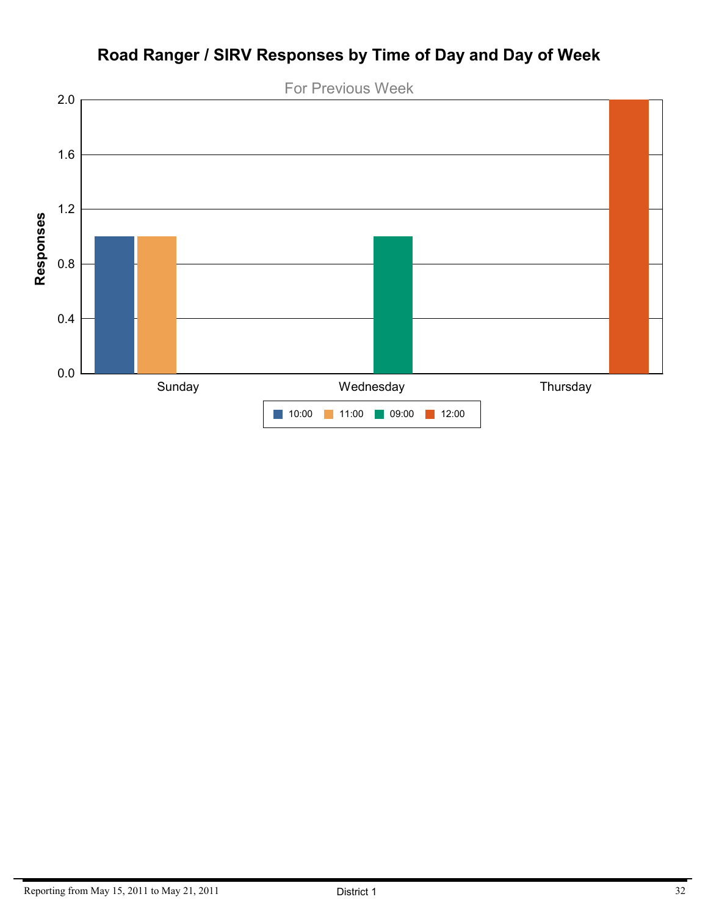# Road Ranger / SIRV Responses by Time of Day and Day of Week

For Previous Week

Responses

2.0
1.6
1.2
0.8
0.4
0.0

Sunday
Wednesday
Thursday

10:00 11:00 09:00 12:00